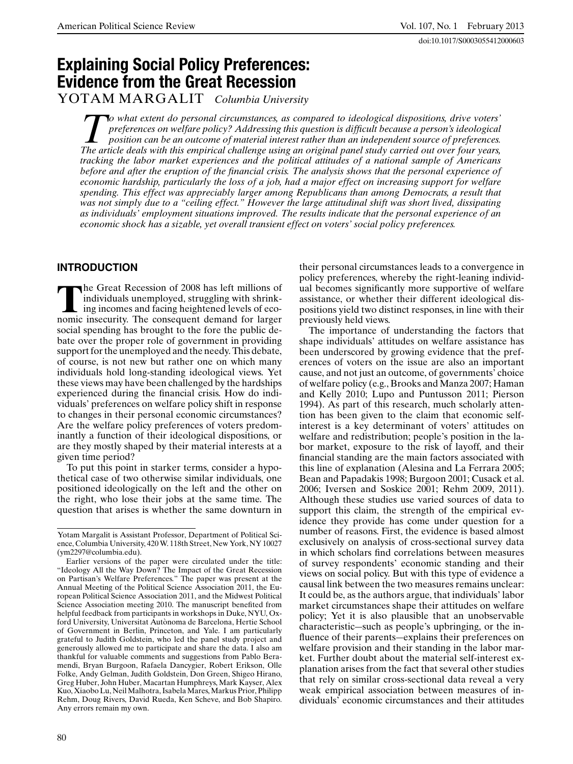doi:10.1017/S0003055412000603

# Explaining Social Policy Preferences: Evidence from the Great Recession

YOTAM MARGALIT *Columbia University*

*To what extent do personal circumstances, as compared to ideological dispositions, drive voters' preferences on welfare policy? Addressing this question is difficult because a person's ideological position can be an outcome of material interest rather than an independent source of preferences. The article deals with this empirical challenge using an original panel study carried out over four years, tracking the labor market experiences and the political attitudes of a national sample of Americans before and after the eruption of the financial crisis. The analysis shows that the personal experience of economic hardship, particularly the loss of a job, had a major effect on increasing support for welfare spending. This effect was appreciably larger among Republicans than among Democrats, a result that was not simply due to a "ceiling effect." However the large attitudinal shift was short lived, dissipating as individuals' employment situations improved. The results indicate that the personal experience of an economic shock has a sizable, yet overall transient effect on voters' social policy preferences.*

## INTRODUCTION

The Great Recession of 2008 has left millions of individuals unemployed, struggling with shrinking incomes and facing heightened levels of economic insecurity. The consequent demand for larger social spending has brought to the fore the public debate over the proper role of government in providing support for the unemployed and the needy. This debate, of course, is not new but rather one on which many individuals hold long-standing ideological views. Yet these views may have been challenged by the hardships experienced during the financial crisis. How do individuals' preferences on welfare policy shift in response to changes in their personal economic circumstances? Are the welfare policy preferences of voters predominantly a function of their ideological dispositions, or are they mostly shaped by their material interests at a given time period?

To put this point in starker terms, consider a hypothetical case of two otherwise similar individuals, one positioned ideologically on the left and the other on the right, who lose their jobs at the same time. The question that arises is whether the same downturn in their personal circumstances leads to a convergence in policy preferences, whereby the right-leaning individual becomes significantly more supportive of welfare assistance, or whether their different ideological dispositions yield two distinct responses, in line with their previously held views.

The importance of understanding the factors that shape individuals' attitudes on welfare assistance has been underscored by growing evidence that the preferences of voters on the issue are also an important cause, and not just an outcome, of governments' choice of welfare policy (e.g., Brooks and Manza 2007; Haman and Kelly 2010; Lupo and Puntusson 2011; Pierson 1994). As part of this research, much scholarly attention has been given to the claim that economic self-interest is a key determinant of voters' attitudes on welfare and redistribution; people's position in the labor market, exposure to the risk of layoff, and their financial standing are the main factors associated with this line of explanation (Alesina and La Ferrara 2005; Bean and Papadakis 1998; Burgoon 2001; Cusack et al. 2006; Iversen and Soskice 2001; Rehm 2009, 2011). Although these studies use varied sources of data to support this claim, the strength of the empirical evidence they provide has come under question for a number of reasons. First, the evidence is based almost exclusively on analysis of cross-sectional survey data in which scholars find correlations between measures of survey respondents' economic standing and their views on social policy. But with this type of evidence a causal link between the two measures remains unclear: It could be, as the authors argue, that individuals' labor market circumstances shape their attitudes on welfare policy; Yet it is also plausible that an unobservable characteristic—such as people's upbringing, or the influence of their parents—explains their preferences on welfare provision and their standing in the labor market. Further doubt about the material self-interest explanation arises from the fact that several other studies that rely on similar cross-sectional data reveal a very weak empirical association between measures of individuals' economic circumstances and their attitudes

---

Yotam Margalit is Assistant Professor, Department of Political Science, Columbia University, 420 W. 118th Street, New York, NY 10027 (ym2297@columbia.edu).

Earlier versions of the paper were circulated under the title: "Ideology All the Way Down? The Impact of the Great Recession on Partisan's Welfare Preferences." The paper was present at the Annual Meeting of the Political Science Association 2011, the European Political Science Association 2011, and the Midwest Political Science Association meeting 2010. The manuscript benefited from helpful feedback from participants in workshops in Duke, NYU, Oxford University, Universitat Autònoma de Barcelona, Hertie School of Government in Berlin, Princeton, and Yale. I am particularly grateful to Judith Goldstein, who led the panel study project and generously allowed me to participate and share the data. I also am thankful for valuable comments and suggestions from Pablo Beramendi, Bryan Burgoon, Rafaela Dancygier, Robert Erikson, Olle Folke, Andy Gelman, Judith Goldstein, Don Green, Shigeo Hirano, Greg Huber, John Huber, Macartan Humphreys, Mark Kayser, Alex Kuo, Xiaobo Lu, Neil Malhotra, Isabela Mares, Markus Prior, Philipp Rehm, Doug Rivers, David Rueda, Ken Scheve, and Bob Shapiro. Any errors remain my own.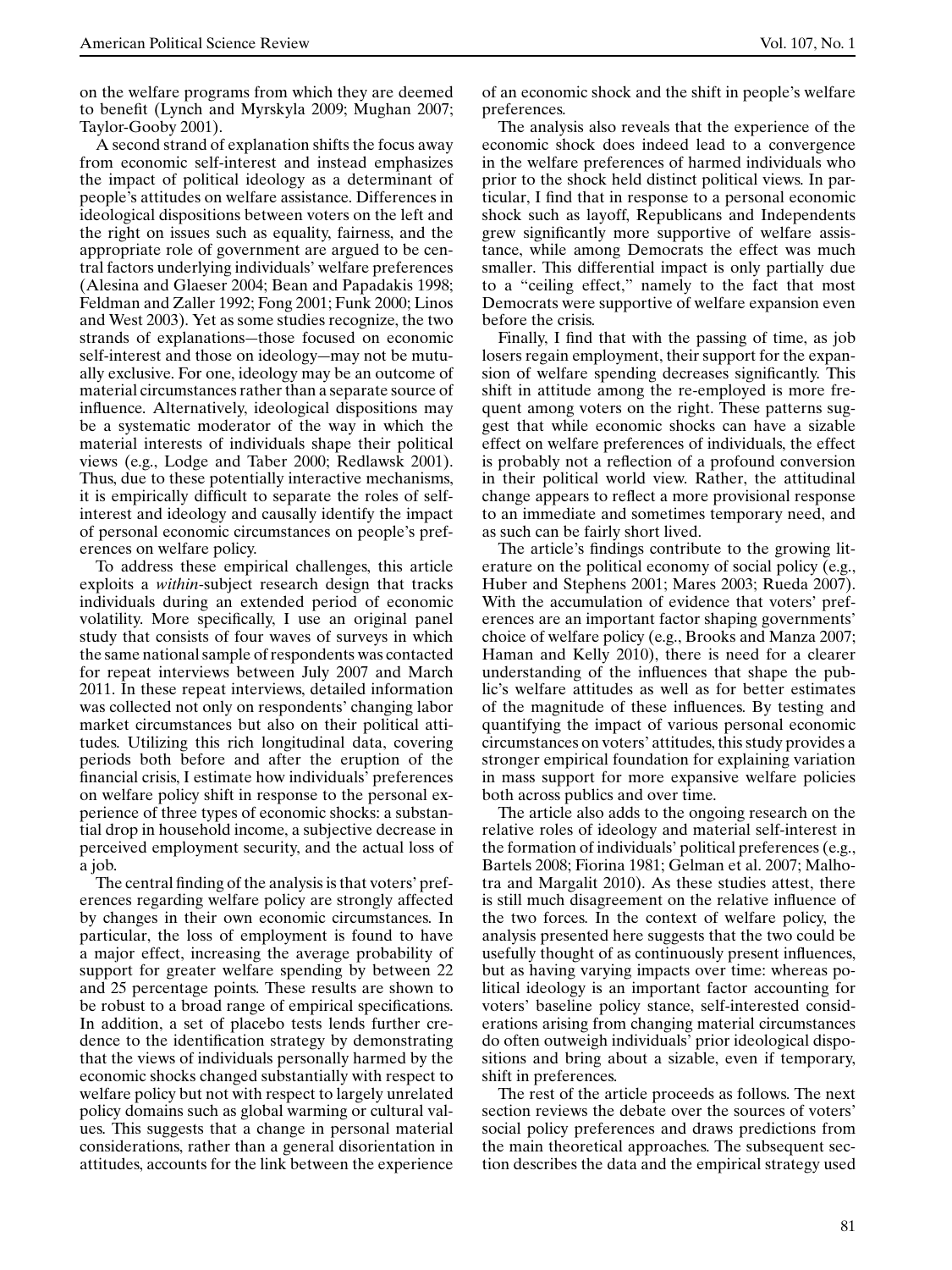on the welfare programs from which they are deemed to benefit (Lynch and Myrskyla 2009; Mughan 2007; Taylor-Gooby 2001).

A second strand of explanation shifts the focus away from economic self-interest and instead emphasizes the impact of political ideology as a determinant of people's attitudes on welfare assistance. Differences in ideological dispositions between voters on the left and the right on issues such as equality, fairness, and the appropriate role of government are argued to be central factors underlying individuals' welfare preferences (Alesina and Glaeser 2004; Bean and Papadakis 1998; Feldman and Zaller 1992; Fong 2001; Funk 2000; Linos and West 2003). Yet as some studies recognize, the two strands of explanations—those focused on economic self-interest and those on ideology—may not be mutually exclusive. For one, ideology may be an outcome of material circumstances rather than a separate source of influence. Alternatively, ideological dispositions may be a systematic moderator of the way in which the material interests of individuals shape their political views (e.g., Lodge and Taber 2000; Redlawsk 2001). Thus, due to these potentially interactive mechanisms, it is empirically difficult to separate the roles of self-interest and ideology and causally identify the impact of personal economic circumstances on people's preferences on welfare policy.

To address these empirical challenges, this article exploits a *within*-subject research design that tracks individuals during an extended period of economic volatility. More specifically, I use an original panel study that consists of four waves of surveys in which the same national sample of respondents was contacted for repeat interviews between July 2007 and March 2011. In these repeat interviews, detailed information was collected not only on respondents' changing labor market circumstances but also on their political attitudes. Utilizing this rich longitudinal data, covering periods both before and after the eruption of the financial crisis, I estimate how individuals' preferences on welfare policy shift in response to the personal experience of three types of economic shocks: a substantial drop in household income, a subjective decrease in perceived employment security, and the actual loss of a job.

The central finding of the analysis is that voters' preferences regarding welfare policy are strongly affected by changes in their own economic circumstances. In particular, the loss of employment is found to have a major effect, increasing the average probability of support for greater welfare spending by between 22 and 25 percentage points. These results are shown to be robust to a broad range of empirical specifications. In addition, a set of placebo tests lends further credence to the identification strategy by demonstrating that the views of individuals personally harmed by the economic shocks changed substantially with respect to welfare policy but not with respect to largely unrelated policy domains such as global warming or cultural values. This suggests that a change in personal material considerations, rather than a general disorientation in attitudes, accounts for the link between the experience of an economic shock and the shift in people's welfare preferences.

The analysis also reveals that the experience of the economic shock does indeed lead to a convergence in the welfare preferences of harmed individuals who prior to the shock held distinct political views. In particular, I find that in response to a personal economic shock such as layoff, Republicans and Independents grew significantly more supportive of welfare assistance, while among Democrats the effect was much smaller. This differential impact is only partially due to a "ceiling effect," namely to the fact that most Democrats were supportive of welfare expansion even before the crisis.

Finally, I find that with the passing of time, as job losers regain employment, their support for the expansion of welfare spending decreases significantly. This shift in attitude among the re-employed is more frequent among voters on the right. These patterns suggest that while economic shocks can have a sizable effect on welfare preferences of individuals, the effect is probably not a reflection of a profound conversion in their political world view. Rather, the attitudinal change appears to reflect a more provisional response to an immediate and sometimes temporary need, and as such can be fairly short lived.

The article's findings contribute to the growing literature on the political economy of social policy (e.g., Huber and Stephens 2001; Mares 2003; Rueda 2007). With the accumulation of evidence that voters' preferences are an important factor shaping governments' choice of welfare policy (e.g., Brooks and Manza 2007; Haman and Kelly 2010), there is need for a clearer understanding of the influences that shape the public's welfare attitudes as well as for better estimates of the magnitude of these influences. By testing and quantifying the impact of various personal economic circumstances on voters' attitudes, this study provides a stronger empirical foundation for explaining variation in mass support for more expansive welfare policies both across publics and over time.

The article also adds to the ongoing research on the relative roles of ideology and material self-interest in the formation of individuals' political preferences (e.g., Bartels 2008; Fiorina 1981; Gelman et al. 2007; Malhotra and Margalit 2010). As these studies attest, there is still much disagreement on the relative influence of the two forces. In the context of welfare policy, the analysis presented here suggests that the two could be usefully thought of as continuously present influences, but as having varying impacts over time: whereas political ideology is an important factor accounting for voters' baseline policy stance, self-interested considerations arising from changing material circumstances do often outweigh individuals' prior ideological dispositions and bring about a sizable, even if temporary, shift in preferences.

The rest of the article proceeds as follows. The next section reviews the debate over the sources of voters' social policy preferences and draws predictions from the main theoretical approaches. The subsequent section describes the data and the empirical strategy used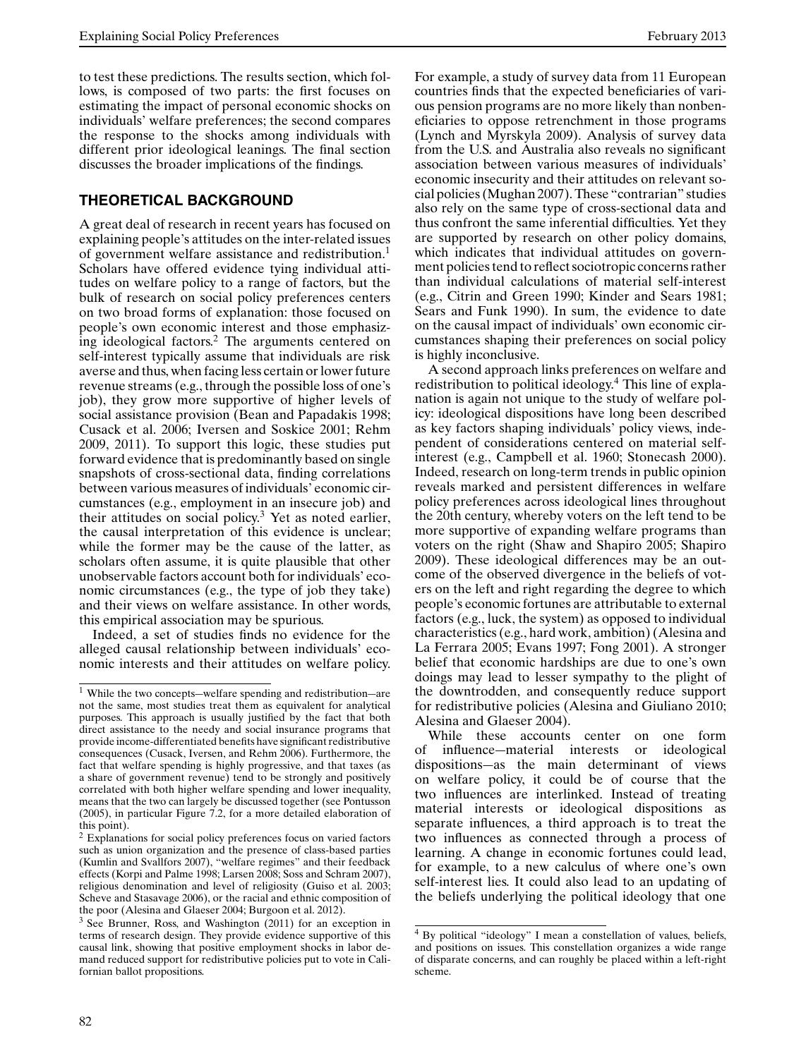to test these predictions. The results section, which follows, is composed of two parts: the first focuses on estimating the impact of personal economic shocks on individuals' welfare preferences; the second compares the response to the shocks among individuals with different prior ideological leanings. The final section discusses the broader implications of the findings.

## THEORETICAL BACKGROUND

A great deal of research in recent years has focused on explaining people's attitudes on the inter-related issues of government welfare assistance and redistribution.[1] Scholars have offered evidence tying individual attitudes on welfare policy to a range of factors, but the bulk of research on social policy preferences centers on two broad forms of explanation: those focused on people's own economic interest and those emphasizing ideological factors.[2] The arguments centered on self-interest typically assume that individuals are risk averse and thus, when facing less certain or lower future revenue streams (e.g., through the possible loss of one's job), they grow more supportive of higher levels of social assistance provision (Bean and Papadakis 1998; Cusack et al. 2006; Iversen and Soskice 2001; Rehm 2009, 2011). To support this logic, these studies put forward evidence that is predominantly based on single snapshots of cross-sectional data, finding correlations between various measures of individuals' economic circumstances (e.g., employment in an insecure job) and their attitudes on social policy.[3] Yet as noted earlier, the causal interpretation of this evidence is unclear; while the former may be the cause of the latter, as scholars often assume, it is quite plausible that other unobservable factors account both for individuals' economic circumstances (e.g., the type of job they take) and their views on welfare assistance. In other words, this empirical association may be spurious.

Indeed, a set of studies finds no evidence for the alleged causal relationship between individuals' economic interests and their attitudes on welfare policy. For example, a study of survey data from 11 European countries finds that the expected beneficiaries of various pension programs are no more likely than nonbeneficiaries to oppose retrenchment in those programs (Lynch and Myrskyla 2009). Analysis of survey data from the U.S. and Australia also reveals no significant association between various measures of individuals' economic insecurity and their attitudes on relevant social policies (Mughan 2007). These "contrarian" studies also rely on the same type of cross-sectional data and thus confront the same inferential difficulties. Yet they are supported by research on other policy domains, which indicates that individual attitudes on government policies tend to reflect sociotropic concerns rather than individual calculations of material self-interest (e.g., Citrin and Green 1990; Kinder and Sears 1981; Sears and Funk 1990). In sum, the evidence to date on the causal impact of individuals' own economic circumstances shaping their preferences on social policy is highly inconclusive.

A second approach links preferences on welfare and redistribution to political ideology.[4] This line of explanation is again not unique to the study of welfare policy: ideological dispositions have long been described as key factors shaping individuals' policy views, independent of considerations centered on material self-interest (e.g., Campbell et al. 1960; Stonecash 2000). Indeed, research on long-term trends in public opinion reveals marked and persistent differences in welfare policy preferences across ideological lines throughout the 20th century, whereby voters on the left tend to be more supportive of expanding welfare programs than voters on the right (Shaw and Shapiro 2005; Shapiro 2009). These ideological differences may be an outcome of the observed divergence in the beliefs of voters on the left and right regarding the degree to which people's economic fortunes are attributable to external factors (e.g., luck, the system) as opposed to individual characteristics (e.g., hard work, ambition) (Alesina and La Ferrara 2005; Evans 1997; Fong 2001). A stronger belief that economic hardships are due to one's own doings may lead to lesser sympathy to the plight of the downtrodden, and consequently reduce support for redistributive policies (Alesina and Giuliano 2010; Alesina and Glaeser 2004).

While these accounts center on one form of influence—material interests or ideological dispositions—as the main determinant of views on welfare policy, it could be of course that the two influences are interlinked. Instead of treating material interests or ideological dispositions as separate influences, a third approach is to treat the two influences as connected through a process of learning. A change in economic fortunes could lead, for example, to a new calculus of where one's own self-interest lies. It could also lead to an updating of the beliefs underlying the political ideology that one

---

[1] While the two concepts—welfare spending and redistribution—are not the same, most studies treat them as equivalent for analytical purposes. This approach is usually justified by the fact that both direct assistance to the needy and social insurance programs that provide income-differentiated benefits have significant redistributive consequences (Cusack, Iversen, and Rehm 2006). Furthermore, the fact that welfare spending is highly progressive, and that taxes (as a share of government revenue) tend to be strongly and positively correlated with both higher welfare spending and lower inequality, means that the two can largely be discussed together (see Pontusson (2005), in particular Figure 7.2, for a more detailed elaboration of this point).

[2] Explanations for social policy preferences focus on varied factors such as union organization and the presence of class-based parties (Kumlin and Svallfors 2007), "welfare regimes" and their feedback effects (Korpi and Palme 1998; Larsen 2008; Soss and Schram 2007), religious denomination and level of religiosity (Guiso et al. 2003; Scheve and Stasavage 2006), or the racial and ethnic composition of the poor (Alesina and Glaeser 2004; Burgoon et al. 2012).

[3] See Brunner, Ross, and Washington (2011) for an exception in terms of research design. They provide evidence supportive of this causal link, showing that positive employment shocks in labor demand reduced support for redistributive policies put to vote in Californian ballot propositions.

[4] By political "ideology" I mean a constellation of values, beliefs, and positions on issues. This constellation organizes a wide range of disparate concerns, and can roughly be placed within a left-right scheme.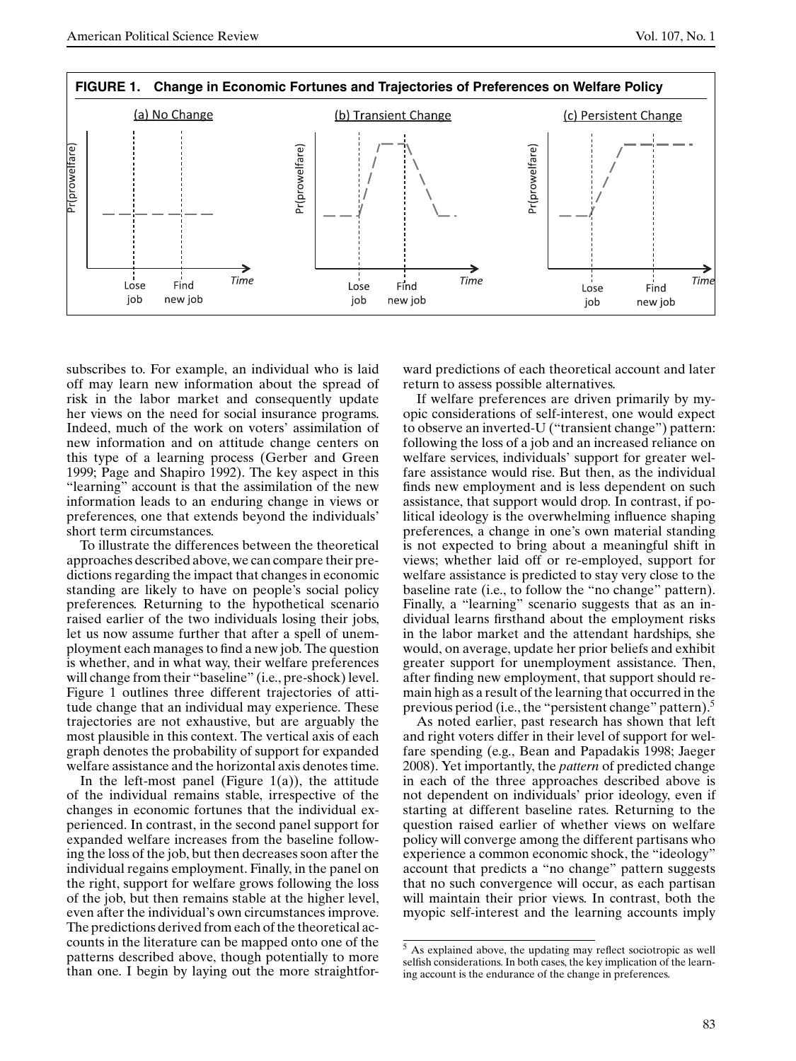**FIGURE 1. Change in Economic Fortunes and Trajectories of Preferences on Welfare Policy**

(a) No Change

Pr(prowelfare)

Lose job

Find new job

Time

(b) Transient Change

Pr(prowelfare)

Lose job

Find new job

Time

(c) Persistent Change

Pr(prowelfare)

Lose job

Find new job

Time

subscribes to. For example, an individual who is laid off may learn new information about the spread of risk in the labor market and consequently update her views on the need for social insurance programs. Indeed, much of the work on voters' assimilation of new information and on attitude change centers on this type of a learning process (Gerber and Green 1999; Page and Shapiro 1992). The key aspect in this "learning" account is that the assimilation of the new information leads to an enduring change in views or preferences, one that extends beyond the individuals' short term circumstances.

To illustrate the differences between the theoretical approaches described above, we can compare their predictions regarding the impact that changes in economic standing are likely to have on people's social policy preferences. Returning to the hypothetical scenario raised earlier of the two individuals losing their jobs, let us now assume further that after a spell of unemployment each manages to find a new job. The question is whether, and in what way, their welfare preferences will change from their "baseline" (i.e., pre-shock) level. Figure 1 outlines three different trajectories of attitude change that an individual may experience. These trajectories are not exhaustive, but are arguably the most plausible in this context. The vertical axis of each graph denotes the probability of support for expanded welfare assistance and the horizontal axis denotes time.

In the left-most panel (Figure 1(a)), the attitude of the individual remains stable, irrespective of the changes in economic fortunes that the individual experienced. In contrast, in the second panel support for expanded welfare increases from the baseline following the loss of the job, but then decreases soon after the individual regains employment. Finally, in the panel on the right, support for welfare grows following the loss of the job, but then remains stable at the higher level, even after the individual's own circumstances improve. The predictions derived from each of the theoretical accounts in the literature can be mapped onto one of the patterns described above, though potentially to more than one. I begin by laying out the more straightforward predictions of each theoretical account and later return to assess possible alternatives.

If welfare preferences are driven primarily by myopic considerations of self-interest, one would expect to observe an inverted-U ("transient change") pattern: following the loss of a job and an increased reliance on welfare services, individuals' support for greater welfare assistance would rise. But then, as the individual finds new employment and is less dependent on such assistance, that support would drop. In contrast, if political ideology is the overwhelming influence shaping preferences, a change in one's own material standing is not expected to bring about a meaningful shift in views; whether laid off or re-employed, support for welfare assistance is predicted to stay very close to the baseline rate (i.e., to follow the "no change" pattern). Finally, a "learning" scenario suggests that as an individual learns firsthand about the employment risks in the labor market and the attendant hardships, she would, on average, update her prior beliefs and exhibit greater support for unemployment assistance. Then, after finding new employment, that support should remain high as a result of the learning that occurred in the previous period (i.e., the "persistent change" pattern).[5]

As noted earlier, past research has shown that left and right voters differ in their level of support for welfare spending (e.g., Bean and Papadakis 1998; Jaeger 2008). Yet importantly, the *pattern* of predicted change in each of the three approaches described above is not dependent on individuals' prior ideology, even if starting at different baseline rates. Returning to the question raised earlier of whether views on welfare policy will converge among the different partisans who experience a common economic shock, the "ideology" account that predicts a "no change" pattern suggests that no such convergence will occur, as each partisan will maintain their prior views. In contrast, both the myopic self-interest and the learning accounts imply

[5] As explained above, the updating may reflect sociotropic as well selfish considerations. In both cases, the key implication of the learning account is the endurance of the change in preferences.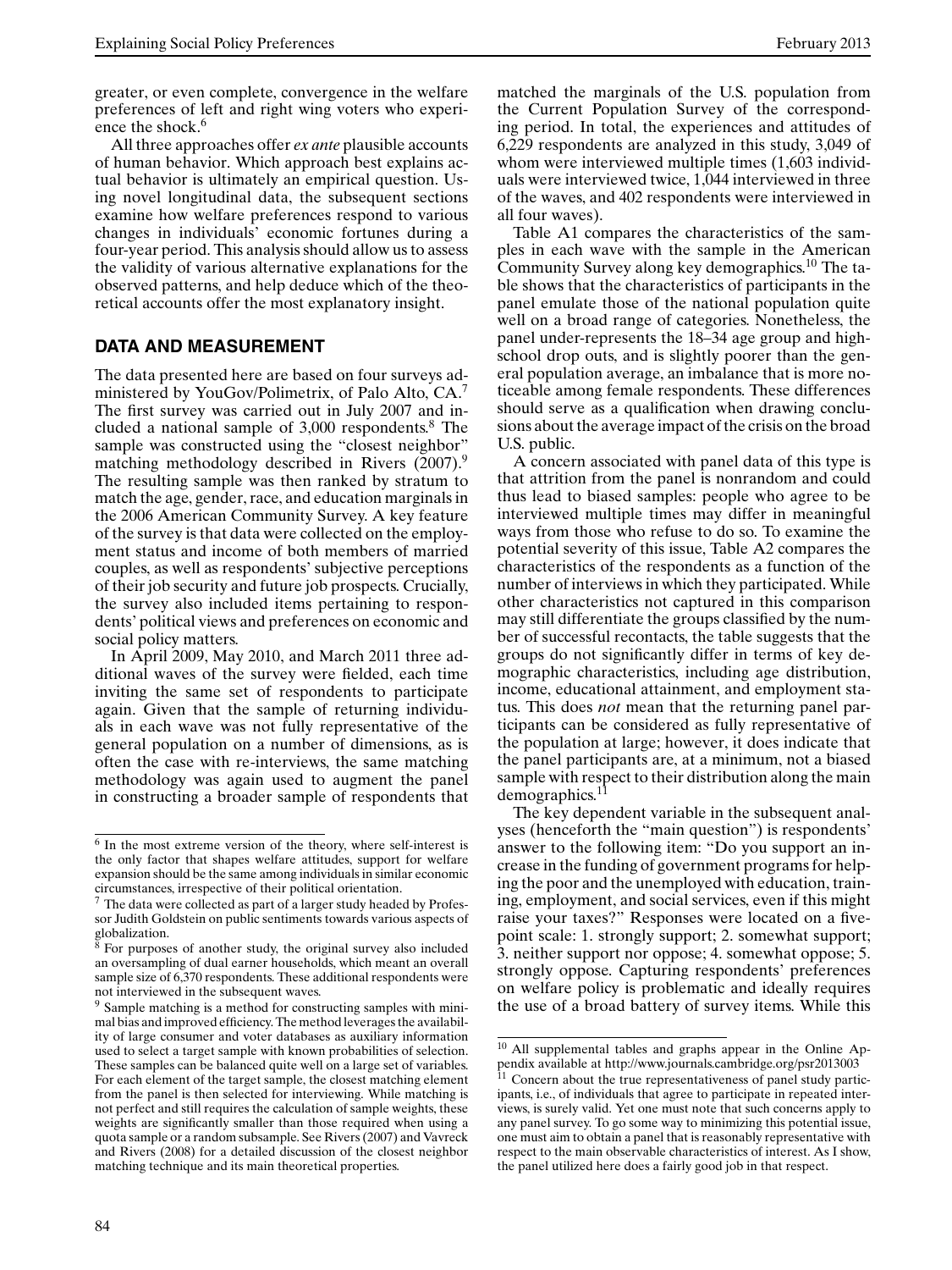greater, or even complete, convergence in the welfare preferences of left and right wing voters who experience the shock.[6]

All three approaches offer *ex ante* plausible accounts of human behavior. Which approach best explains actual behavior is ultimately an empirical question. Using novel longitudinal data, the subsequent sections examine how welfare preferences respond to various changes in individuals' economic fortunes during a four-year period. This analysis should allow us to assess the validity of various alternative explanations for the observed patterns, and help deduce which of the theoretical accounts offer the most explanatory insight.

## DATA AND MEASUREMENT

The data presented here are based on four surveys administered by YouGov/Polimetrix, of Palo Alto, CA.[7] The first survey was carried out in July 2007 and included a national sample of 3,000 respondents.[8] The sample was constructed using the "closest neighbor" matching methodology described in Rivers (2007).[9] The resulting sample was then ranked by stratum to match the age, gender, race, and education marginals in the 2006 American Community Survey. A key feature of the survey is that data were collected on the employment status and income of both members of married couples, as well as respondents' subjective perceptions of their job security and future job prospects. Crucially, the survey also included items pertaining to respondents' political views and preferences on economic and social policy matters.

In April 2009, May 2010, and March 2011 three additional waves of the survey were fielded, each time inviting the same set of respondents to participate again. Given that the sample of returning individuals in each wave was not fully representative of the general population on a number of dimensions, as is often the case with re-interviews, the same matching methodology was again used to augment the panel in constructing a broader sample of respondents that matched the marginals of the U.S. population from the Current Population Survey of the corresponding period. In total, the experiences and attitudes of 6,229 respondents are analyzed in this study, 3,049 of whom were interviewed multiple times (1,603 individuals were interviewed twice, 1,044 interviewed in three of the waves, and 402 respondents were interviewed in all four waves).

Table A1 compares the characteristics of the samples in each wave with the sample in the American Community Survey along key demographics.[10] The table shows that the characteristics of participants in the panel emulate those of the national population quite well on a broad range of categories. Nonetheless, the panel under-represents the 18–34 age group and high-school drop outs, and is slightly poorer than the general population average, an imbalance that is more noticeable among female respondents. These differences should serve as a qualification when drawing conclusions about the average impact of the crisis on the broad U.S. public.

A concern associated with panel data of this type is that attrition from the panel is nonrandom and could thus lead to biased samples: people who agree to be interviewed multiple times may differ in meaningful ways from those who refuse to do so. To examine the potential severity of this issue, Table A2 compares the characteristics of the respondents as a function of the number of interviews in which they participated. While other characteristics not captured in this comparison may still differentiate the groups classified by the number of successful recontacts, the table suggests that the groups do not significantly differ in terms of key demographic characteristics, including age distribution, income, educational attainment, and employment status. This does *not* mean that the returning panel participants can be considered as fully representative of the population at large; however, it does indicate that the panel participants are, at a minimum, not a biased sample with respect to their distribution along the main demographics.[11]

The key dependent variable in the subsequent analyses (henceforth the "main question") is respondents' answer to the following item: "Do you support an increase in the funding of government programs for helping the poor and the unemployed with education, training, employment, and social services, even if this might raise your taxes?" Responses were located on a five-point scale: 1. strongly support; 2. somewhat support; 3. neither support nor oppose; 4. somewhat oppose; 5. strongly oppose. Capturing respondents' preferences on welfare policy is problematic and ideally requires the use of a broad battery of survey items. While this

---

[6] In the most extreme version of the theory, where self-interest is the only factor that shapes welfare attitudes, support for welfare expansion should be the same among individuals in similar economic circumstances, irrespective of their political orientation.

[7] The data were collected as part of a larger study headed by Professor Judith Goldstein on public sentiments towards various aspects of globalization.

[8] For purposes of another study, the original survey also included an oversampling of dual earner households, which meant an overall sample size of 6,370 respondents. These additional respondents were not interviewed in the subsequent waves.

[9] Sample matching is a method for constructing samples with minimal bias and improved efficiency. The method leverages the availability of large consumer and voter databases as auxiliary information used to select a target sample with known probabilities of selection. These samples can be balanced quite well on a large set of variables. For each element of the target sample, the closest matching element from the panel is then selected for interviewing. While matching is not perfect and still requires the calculation of sample weights, these weights are significantly smaller than those required when using a quota sample or a random subsample. See Rivers (2007) and Vavreck and Rivers (2008) for a detailed discussion of the closest neighbor matching technique and its main theoretical properties.

[10] All supplemental tables and graphs appear in the Online Appendix available at http://www.journals.cambridge.org/psr2013003

[11] Concern about the true representativeness of panel study participants, i.e., of individuals that agree to participate in repeated interviews, is surely valid. Yet one must note that such concerns apply to any panel survey. To go some way to minimizing this potential issue, one must aim to obtain a panel that is reasonably representative with respect to the main observable characteristics of interest. As I show, the panel utilized here does a fairly good job in that respect.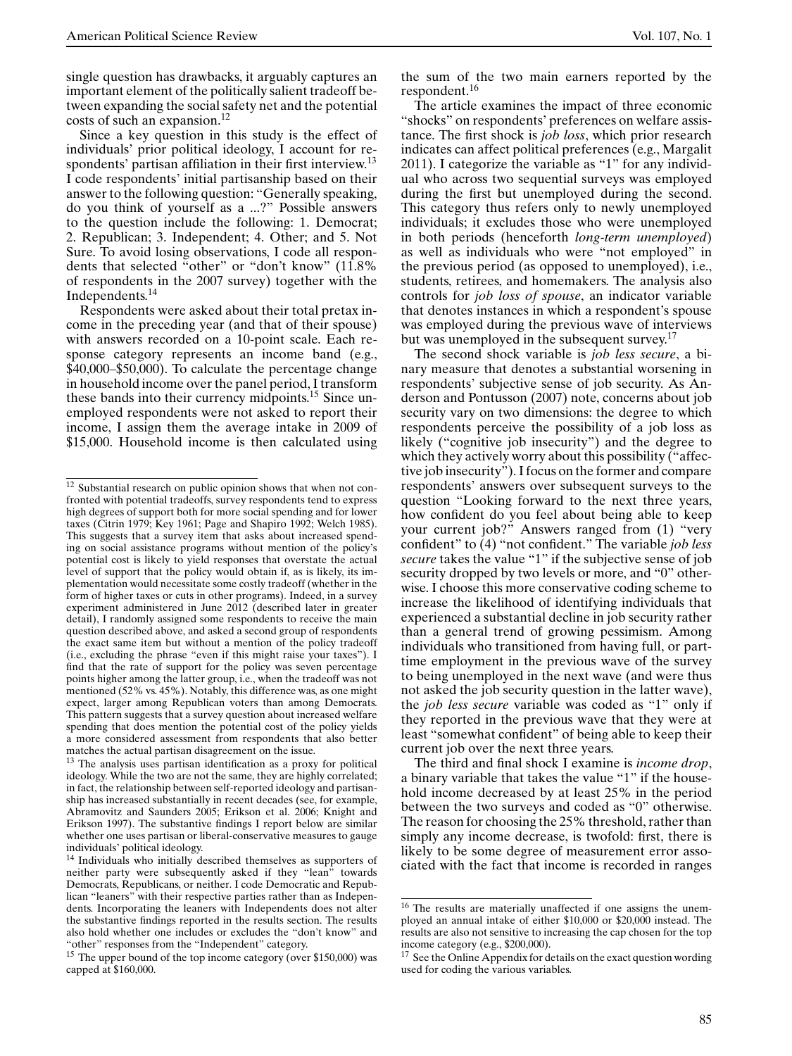single question has drawbacks, it arguably captures an important element of the politically salient tradeoff between expanding the social safety net and the potential costs of such an expansion.[12]

Since a key question in this study is the effect of individuals' prior political ideology, I account for respondents' partisan affiliation in their first interview.[13] I code respondents' initial partisanship based on their answer to the following question: "Generally speaking, do you think of yourself as a ...?" Possible answers to the question include the following: 1. Democrat; 2. Republican; 3. Independent; 4. Other; and 5. Not Sure. To avoid losing observations, I code all respondents that selected "other" or "don't know" (11.8% of respondents in the 2007 survey) together with the Independents.[14]

Respondents were asked about their total pretax income in the preceding year (and that of their spouse) with answers recorded on a 10-point scale. Each response category represents an income band (e.g., \$40,000–\$50,000). To calculate the percentage change in household income over the panel period, I transform these bands into their currency midpoints.[15] Since unemployed respondents were not asked to report their income, I assign them the average intake in 2009 of \$15,000. Household income is then calculated using the sum of the two main earners reported by the respondent.[16]

The article examines the impact of three economic "shocks" on respondents' preferences on welfare assistance. The first shock is *job loss*, which prior research indicates can affect political preferences (e.g., Margalit 2011). I categorize the variable as "1" for any individual who across two sequential surveys was employed during the first but unemployed during the second. This category thus refers only to newly unemployed individuals; it excludes those who were unemployed in both periods (henceforth *long-term unemployed*) as well as individuals who were "not employed" in the previous period (as opposed to unemployed), i.e., students, retirees, and homemakers. The analysis also controls for *job loss of spouse*, an indicator variable that denotes instances in which a respondent's spouse was employed during the previous wave of interviews but was unemployed in the subsequent survey.[17]

The second shock variable is *job less secure*, a binary measure that denotes a substantial worsening in respondents' subjective sense of job security. As Anderson and Pontusson (2007) note, concerns about job security vary on two dimensions: the degree to which respondents perceive the possibility of a job loss as likely ("cognitive job insecurity") and the degree to which they actively worry about this possibility ("affective job insecurity"). I focus on the former and compare respondents' answers over subsequent surveys to the question "Looking forward to the next three years, how confident do you feel about being able to keep your current job?" Answers ranged from (1) "very confident" to (4) "not confident." The variable *job less secure* takes the value "1" if the subjective sense of job security dropped by two levels or more, and "0" otherwise. I choose this more conservative coding scheme to increase the likelihood of identifying individuals that experienced a substantial decline in job security rather than a general trend of growing pessimism. Among individuals who transitioned from having full, or part-time employment in the previous wave of the survey to being unemployed in the next wave (and were thus not asked the job security question in the latter wave), the *job less secure* variable was coded as "1" only if they reported in the previous wave that they were at least "somewhat confident" of being able to keep their current job over the next three years.

The third and final shock I examine is *income drop*, a binary variable that takes the value "1" if the household income decreased by at least 25% in the period between the two surveys and coded as "0" otherwise. The reason for choosing the 25% threshold, rather than simply any income decrease, is twofold: first, there is likely to be some degree of measurement error associated with the fact that income is recorded in ranges

---

[12] Substantial research on public opinion shows that when not confronted with potential tradeoffs, survey respondents tend to express high degrees of support both for more social spending and for lower taxes (Citrin 1979; Key 1961; Page and Shapiro 1992; Welch 1985). This suggests that a survey item that asks about increased spending on social assistance programs without mention of the policy's potential cost is likely to yield responses that overstate the actual level of support that the policy would obtain if, as is likely, its implementation would necessitate some costly tradeoff (whether in the form of higher taxes or cuts in other programs). Indeed, in a survey experiment administered in June 2012 (described later in greater detail), I randomly assigned some respondents to receive the main question described above, and asked a second group of respondents the exact same item but without a mention of the policy tradeoff (i.e., excluding the phrase "even if this might raise your taxes"). I find that the rate of support for the policy was seven percentage points higher among the latter group, i.e., when the tradeoff was not mentioned (52% vs. 45%). Notably, this difference was, as one might expect, larger among Republican voters than among Democrats. This pattern suggests that a survey question about increased welfare spending that does mention the potential cost of the policy yields a more considered assessment from respondents that also better matches the actual partisan disagreement on the issue.

[13] The analysis uses partisan identification as a proxy for political ideology. While the two are not the same, they are highly correlated; in fact, the relationship between self-reported ideology and partisanship has increased substantially in recent decades (see, for example, Abramovitz and Saunders 2005; Erikson et al. 2006; Knight and Erikson 1997). The substantive findings I report below are similar whether one uses partisan or liberal-conservative measures to gauge individuals' political ideology.

[14] Individuals who initially described themselves as supporters of neither party were subsequently asked if they "lean" towards Democrats, Republicans, or neither. I code Democratic and Republican "leaners" with their respective parties rather than as Independents. Incorporating the leaners with Independents does not alter the substantive findings reported in the results section. The results also hold whether one includes or excludes the "don't know" and "other" responses from the "Independent" category.

[15] The upper bound of the top income category (over \$150,000) was capped at \$160,000.

[16] The results are materially unaffected if one assigns the unemployed an annual intake of either \$10,000 or \$20,000 instead. The results are also not sensitive to increasing the cap chosen for the top income category (e.g., \$200,000).

[17] See the Online Appendix for details on the exact question wording used for coding the various variables.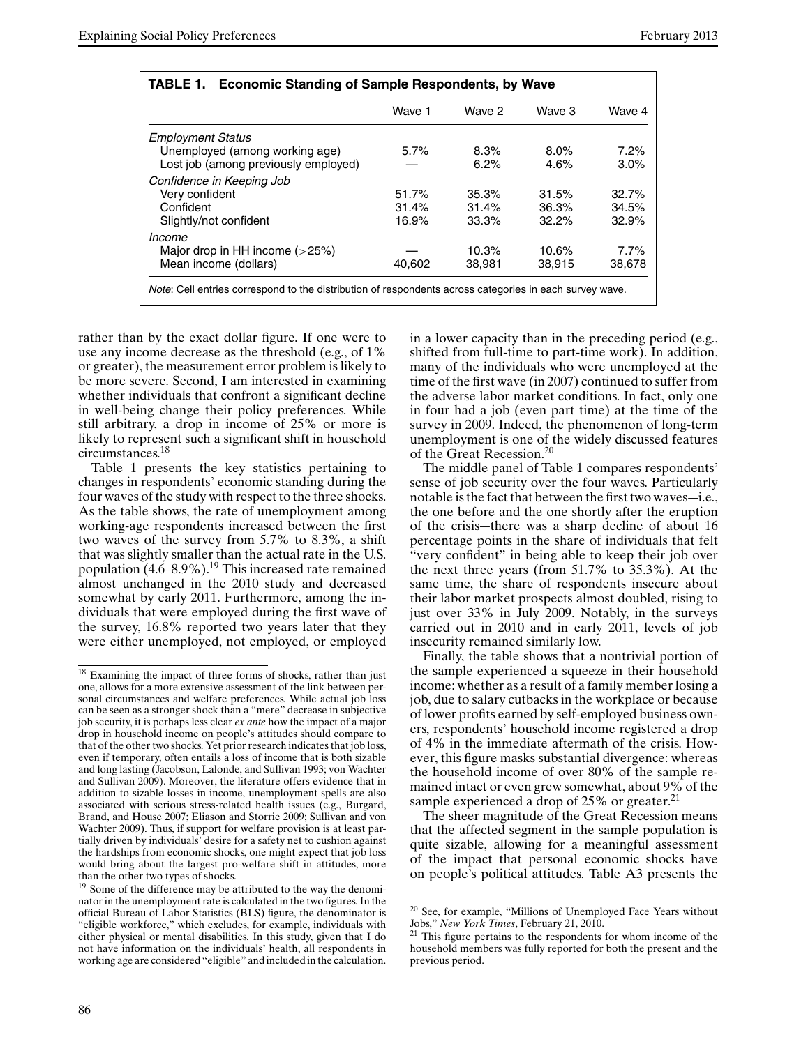**TABLE 1. Economic Standing of Sample Respondents, by Wave**

| | Wave 1 | Wave 2 | Wave 3 | Wave 4 |
|---|---|---|---|---|
| *Employment Status* | | | | |
| Unemployed (among working age) | 5.7% | 8.3% | 8.0% | 7.2% |
| Lost job (among previously employed) | — | 6.2% | 4.6% | 3.0% |
| *Confidence in Keeping Job* | | | | |
| Very confident | 51.7% | 35.3% | 31.5% | 32.7% |
| Confident | 31.4% | 31.4% | 36.3% | 34.5% |
| Slightly/not confident | 16.9% | 33.3% | 32.2% | 32.9% |
| *Income* | | | | |
| Major drop in HH income (>25%) | — | 10.3% | 10.6% | 7.7% |
| Mean income (dollars) | 40,602 | 38,981 | 38,915 | 38,678 |

*Note*: Cell entries correspond to the distribution of respondents across categories in each survey wave.

rather than by the exact dollar figure. If one were to use any income decrease as the threshold (e.g., of 1% or greater), the measurement error problem is likely to be more severe. Second, I am interested in examining whether individuals that confront a significant decline in well-being change their policy preferences. While still arbitrary, a drop in income of 25% or more is likely to represent such a significant shift in household circumstances.[18]

Table 1 presents the key statistics pertaining to changes in respondents' economic standing during the four waves of the study with respect to the three shocks. As the table shows, the rate of unemployment among working-age respondents increased between the first two waves of the survey from 5.7% to 8.3%, a shift that was slightly smaller than the actual rate in the U.S. population (4.6–8.9%).[19] This increased rate remained almost unchanged in the 2010 study and decreased somewhat by early 2011. Furthermore, among the individuals that were employed during the first wave of the survey, 16.8% reported two years later that they were either unemployed, not employed, or employed in a lower capacity than in the preceding period (e.g., shifted from full-time to part-time work). In addition, many of the individuals who were unemployed at the time of the first wave (in 2007) continued to suffer from the adverse labor market conditions. In fact, only one in four had a job (even part time) at the time of the survey in 2009. Indeed, the phenomenon of long-term unemployment is one of the widely discussed features of the Great Recession.[20]

The middle panel of Table 1 compares respondents' sense of job security over the four waves. Particularly notable is the fact that between the first two waves—i.e., the one before and the one shortly after the eruption of the crisis—there was a sharp decline of about 16 percentage points in the share of individuals that felt "very confident" in being able to keep their job over the next three years (from 51.7% to 35.3%). At the same time, the share of respondents insecure about their labor market prospects almost doubled, rising to just over 33% in July 2009. Notably, in the surveys carried out in 2010 and in early 2011, levels of job insecurity remained similarly low.

Finally, the table shows that a nontrivial portion of the sample experienced a squeeze in their household income: whether as a result of a family member losing a job, due to salary cutbacks in the workplace or because of lower profits earned by self-employed business owners, respondents' household income registered a drop of 4% in the immediate aftermath of the crisis. However, this figure masks substantial divergence: whereas the household income of over 80% of the sample remained intact or even grew somewhat, about 9% of the sample experienced a drop of 25% or greater.[21]

The sheer magnitude of the Great Recession means that the affected segment in the sample population is quite sizable, allowing for a meaningful assessment of the impact that personal economic shocks have on people's political attitudes. Table A3 presents the

---

[18] Examining the impact of three forms of shocks, rather than just one, allows for a more extensive assessment of the link between personal circumstances and welfare preferences. While actual job loss can be seen as a stronger shock than a "mere" decrease in subjective job security, it is perhaps less clear *ex ante* how the impact of a major drop in household income on people's attitudes should compare to that of the other two shocks. Yet prior research indicates that job loss, even if temporary, often entails a loss of income that is both sizable and long lasting (Jacobson, Lalonde, and Sullivan 1993; von Wachter and Sullivan 2009). Moreover, the literature offers evidence that in addition to sizable losses in income, unemployment spells are also associated with serious stress-related health issues (e.g., Burgard, Brand, and House 2007; Eliason and Storrie 2009; Sullivan and von Wachter 2009). Thus, if support for welfare provision is at least partially driven by individuals' desire for a safety net to cushion against the hardships from economic shocks, one might expect that job loss would bring about the largest pro-welfare shift in attitudes, more than the other two types of shocks.

[19] Some of the difference may be attributed to the way the denominator in the unemployment rate is calculated in the two figures. In the official Bureau of Labor Statistics (BLS) figure, the denominator is "eligible workforce," which excludes, for example, individuals with either physical or mental disabilities. In this study, given that I do not have information on the individuals' health, all respondents in working age are considered "eligible" and included in the calculation.

[20] See, for example, "Millions of Unemployed Face Years without Jobs," *New York Times*, February 21, 2010.

[21] This figure pertains to the respondents for whom income of the household members was fully reported for both the present and the previous period.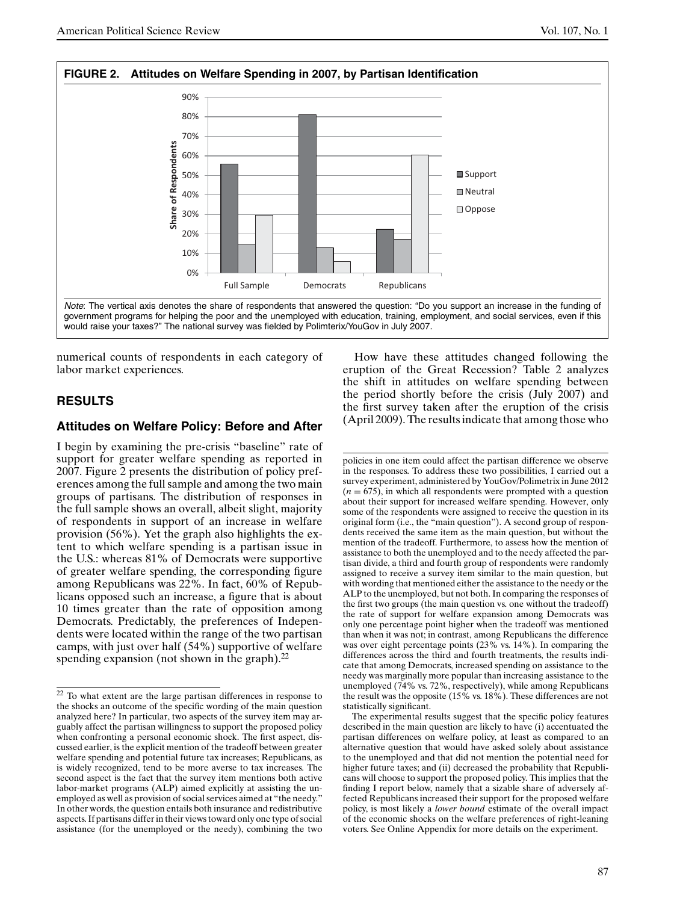**FIGURE 2. Attitudes on Welfare Spending in 2007, by Partisan Identification**

*Note*: The vertical axis denotes the share of respondents that answered the question: "Do you support an increase in the funding of government programs for helping the poor and the unemployed with education, training, employment, and social services, even if this would raise your taxes?" The national survey was fielded by Polimterix/YouGov in July 2007.

numerical counts of respondents in each category of labor market experiences.

## RESULTS

### Attitudes on Welfare Policy: Before and After

I begin by examining the pre-crisis "baseline" rate of support for greater welfare spending as reported in 2007. Figure 2 presents the distribution of policy preferences among the full sample and among the two main groups of partisans. The distribution of responses in the full sample shows an overall, albeit slight, majority of respondents in support of an increase in welfare provision (56%). Yet the graph also highlights the extent to which welfare spending is a partisan issue in the U.S.: whereas 81% of Democrats were supportive of greater welfare spending, the corresponding figure among Republicans was 22%. In fact, 60% of Republicans opposed such an increase, a figure that is about 10 times greater than the rate of opposition among Democrats. Predictably, the preferences of Independents were located within the range of the two partisan camps, with just over half (54%) supportive of welfare spending expansion (not shown in the graph).[22]

How have these attitudes changed following the eruption of the Great Recession? Table 2 analyzes the shift in attitudes on welfare spending between the period shortly before the crisis (July 2007) and the first survey taken after the eruption of the crisis (April 2009). The results indicate that among those who

[22] To what extent are the large partisan differences in response to the shocks an outcome of the specific wording of the main question analyzed here? In particular, two aspects of the survey item may arguably affect the partisan willingness to support the proposed policy when confronting a personal economic shock. The first aspect, discussed earlier, is the explicit mention of the tradeoff between greater welfare spending and potential future tax increases; Republicans, as is widely recognized, tend to be more averse to tax increases. The second aspect is the fact that the survey item mentions both active labor-market programs (ALP) aimed explicitly at assisting the unemployed as well as provision of social services aimed at "the needy." In other words, the question entails both insurance and redistributive aspects. If partisans differ in their views toward only one type of social assistance (for the unemployed or the needy), combining the two policies in one item could affect the partisan difference we observe in the responses. To address these two possibilities, I carried out a survey experiment, administered by YouGov/Polimetrix in June 2012 ($n = 675$), in which all respondents were prompted with a question about their support for increased welfare spending. However, only some of the respondents were assigned to receive the question in its original form (i.e., the "main question"). A second group of respondents received the same item as the main question, but without the mention of the tradeoff. Furthermore, to assess how the mention of assistance to both the unemployed and to the needy affected the partisan divide, a third and fourth group of respondents were randomly assigned to receive a survey item similar to the main question, but with wording that mentioned either the assistance to the needy or the ALP to the unemployed, but not both. In comparing the responses of the first two groups (the main question vs. one without the tradeoff) the rate of support for welfare expansion among Democrats was only one percentage point higher when the tradeoff was mentioned than when it was not; in contrast, among Republicans the difference was over eight percentage points (23% vs. 14%). In comparing the differences across the third and fourth treatments, the results indicate that among Democrats, increased spending on assistance to the needy was marginally more popular than increasing assistance to the unemployed (74% vs. 72%, respectively), while among Republicans the result was the opposite (15% vs. 18%). These differences are not statistically significant.

The experimental results suggest that the specific policy features described in the main question are likely to have (i) accentuated the partisan differences on welfare policy, at least as compared to an alternative question that would have asked solely about assistance to the unemployed and that did not mention the potential need for higher future taxes; and (ii) decreased the probability that Republicans will choose to support the proposed policy. This implies that the finding I report below, namely that a sizable share of adversely affected Republicans increased their support for the proposed welfare policy, is most likely a *lower bound* estimate of the overall impact of the economic shocks on the welfare preferences of right-leaning voters. See Online Appendix for more details on the experiment.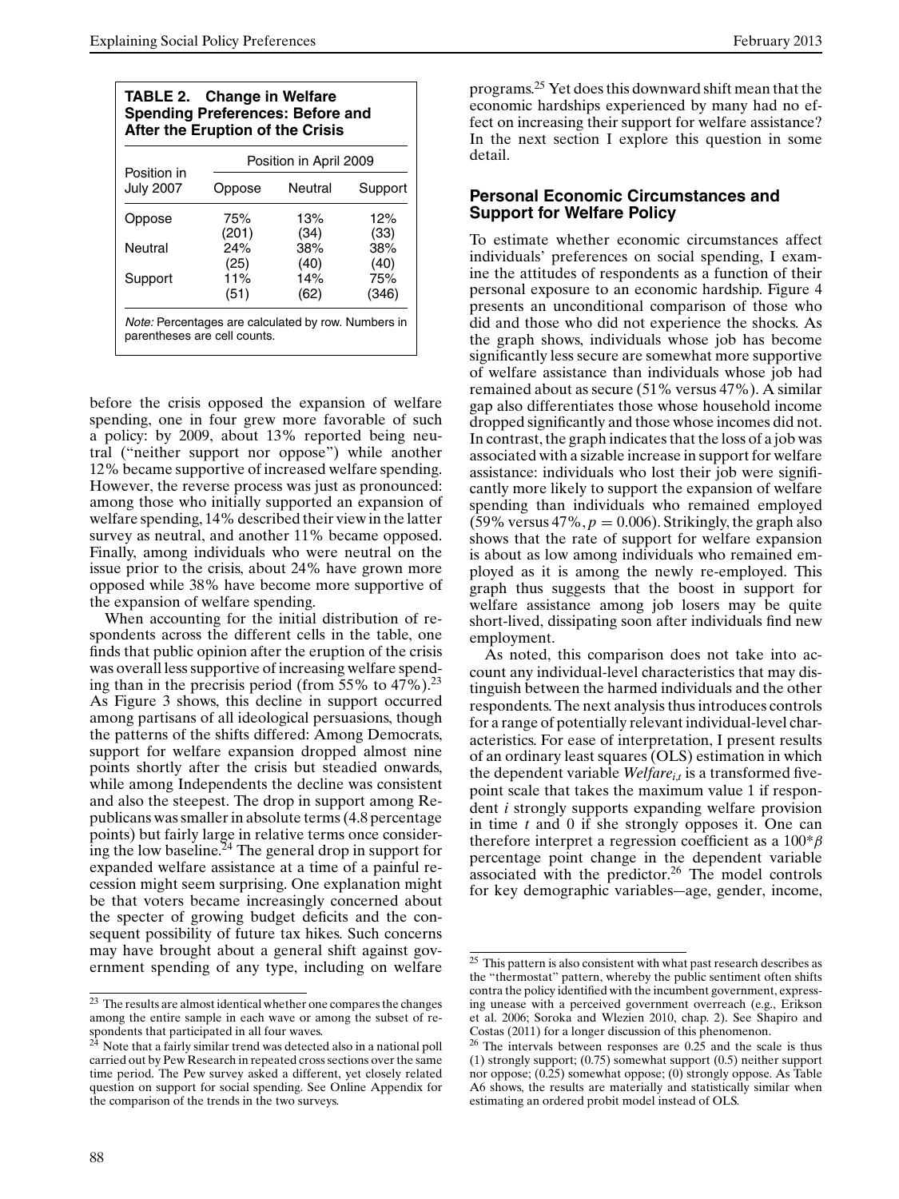**TABLE 2. Change in Welfare Spending Preferences: Before and After the Eruption of the Crisis**

| Position in July 2007 | Position in April 2009 | | |
|---|---|---|---|
| | Oppose | Neutral | Support |
| Oppose | 75% (201) | 13% (34) | 12% (33) |
| Neutral | 24% (25) | 38% (40) | 38% (40) |
| Support | 11% (51) | 14% (62) | 75% (346) |

*Note:* Percentages are calculated by row. Numbers in parentheses are cell counts.

before the crisis opposed the expansion of welfare spending, one in four grew more favorable of such a policy: by 2009, about 13% reported being neutral ("neither support nor oppose") while another 12% became supportive of increased welfare spending. However, the reverse process was just as pronounced: among those who initially supported an expansion of welfare spending, 14% described their view in the latter survey as neutral, and another 11% became opposed. Finally, among individuals who were neutral on the issue prior to the crisis, about 24% have grown more opposed while 38% have become more supportive of the expansion of welfare spending.

When accounting for the initial distribution of respondents across the different cells in the table, one finds that public opinion after the eruption of the crisis was overall less supportive of increasing welfare spending than in the precrisis period (from 55% to 47%).[23] As Figure 3 shows, this decline in support occurred among partisans of all ideological persuasions, though the patterns of the shifts differed: Among Democrats, support for welfare expansion dropped almost nine points shortly after the crisis but steadied onwards, while among Independents the decline was consistent and also the steepest. The drop in support among Republicans was smaller in absolute terms (4.8 percentage points) but fairly large in relative terms once considering the low baseline.[24] The general drop in support for expanded welfare assistance at a time of a painful recession might seem surprising. One explanation might be that voters became increasingly concerned about the specter of growing budget deficits and the consequent possibility of future tax hikes. Such concerns may have brought about a general shift against government spending of any type, including on welfare programs.[25] Yet does this downward shift mean that the economic hardships experienced by many had no effect on increasing their support for welfare assistance? In the next section I explore this question in some detail.

## Personal Economic Circumstances and Support for Welfare Policy

To estimate whether economic circumstances affect individuals' preferences on social spending, I examine the attitudes of respondents as a function of their personal exposure to an economic hardship. Figure 4 presents an unconditional comparison of those who did and those who did not experience the shocks. As the graph shows, individuals whose job has become significantly less secure are somewhat more supportive of welfare assistance than individuals whose job had remained about as secure (51% versus 47%). A similar gap also differentiates those whose household income dropped significantly and those whose incomes did not. In contrast, the graph indicates that the loss of a job was associated with a sizable increase in support for welfare assistance: individuals who lost their job were significantly more likely to support the expansion of welfare spending than individuals who remained employed (59% versus 47%, $p = 0.006$). Strikingly, the graph also shows that the rate of support for welfare expansion is about as low among individuals who remained employed as it is among the newly re-employed. This graph thus suggests that the boost in support for welfare assistance among job losers may be quite short-lived, dissipating soon after individuals find new employment.

As noted, this comparison does not take into account any individual-level characteristics that may distinguish between the harmed individuals and the other respondents. The next analysis thus introduces controls for a range of potentially relevant individual-level characteristics. For ease of interpretation, I present results of an ordinary least squares (OLS) estimation in which the dependent variable $Welfare_{i,t}$ is a transformed five-point scale that takes the maximum value 1 if respondent $i$ strongly supports expanding welfare provision in time $t$ and 0 if she strongly opposes it. One can therefore interpret a regression coefficient as a $100^*\beta$ percentage point change in the dependent variable associated with the predictor.[26] The model controls for key demographic variables—age, gender, income,

---

[23] The results are almost identical whether one compares the changes among the entire sample in each wave or among the subset of respondents that participated in all four waves.

[24] Note that a fairly similar trend was detected also in a national poll carried out by Pew Research in repeated cross sections over the same time period. The Pew survey asked a different, yet closely related question on support for social spending. See Online Appendix for the comparison of the trends in the two surveys.

[25] This pattern is also consistent with what past research describes as the "thermostat" pattern, whereby the public sentiment often shifts contra the policy identified with the incumbent government, expressing unease with a perceived government overreach (e.g., Erikson et al. 2006; Soroka and Wlezien 2010, chap. 2). See Shapiro and Costas (2011) for a longer discussion of this phenomenon.

[26] The intervals between responses are 0.25 and the scale is thus (1) strongly support; (0.75) somewhat support (0.5) neither support nor oppose; (0.25) somewhat oppose; (0) strongly oppose. As Table A6 shows, the results are materially and statistically similar when estimating an ordered probit model instead of OLS.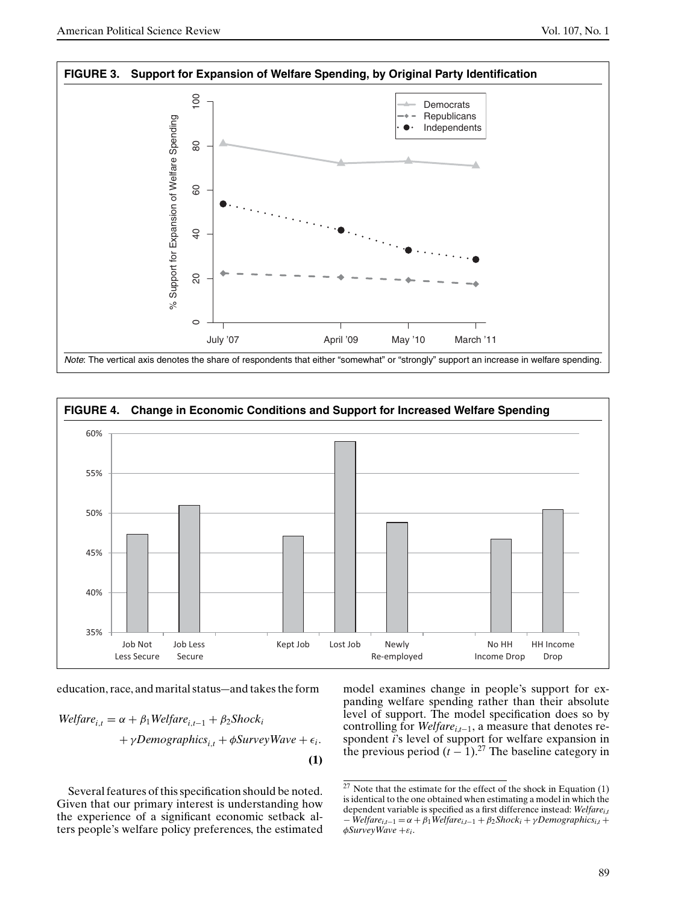**FIGURE 3. Support for Expansion of Welfare Spending, by Original Party Identification**

*Note*: The vertical axis denotes the share of respondents that either "somewhat" or "strongly" support an increase in welfare spending.

**FIGURE 4. Change in Economic Conditions and Support for Increased Welfare Spending**

education, race, and marital status—and takes the form

$$Welfare_{i,t} = \alpha + \beta_1 Welfare_{i,t-1} + \beta_2 Shock_i + \gamma Demographics_{i,t} + \phi SurveyWave + \epsilon_i. \quad \textbf{(1)}$$

Several features of this specification should be noted. Given that our primary interest is understanding how the experience of a significant economic setback alters people's welfare policy preferences, the estimated model examines change in people's support for expanding welfare spending rather than their absolute level of support. The model specification does so by controlling for $Welfare_{i,t-1}$, a measure that denotes respondent *i*'s level of support for welfare expansion in the previous period ($t-1$).[27] The baseline category in

[27] Note that the estimate for the effect of the shock in Equation (1) is identical to the one obtained when estimating a model in which the dependent variable is specified as a first difference instead: $Welfare_{i,t} - Welfare_{i,t-1} = \alpha + \beta_1 Welfare_{i,t-1} + \beta_2 Shock_i + \gamma Demographics_{i,t} + \phi SurveyWave + \varepsilon_i$.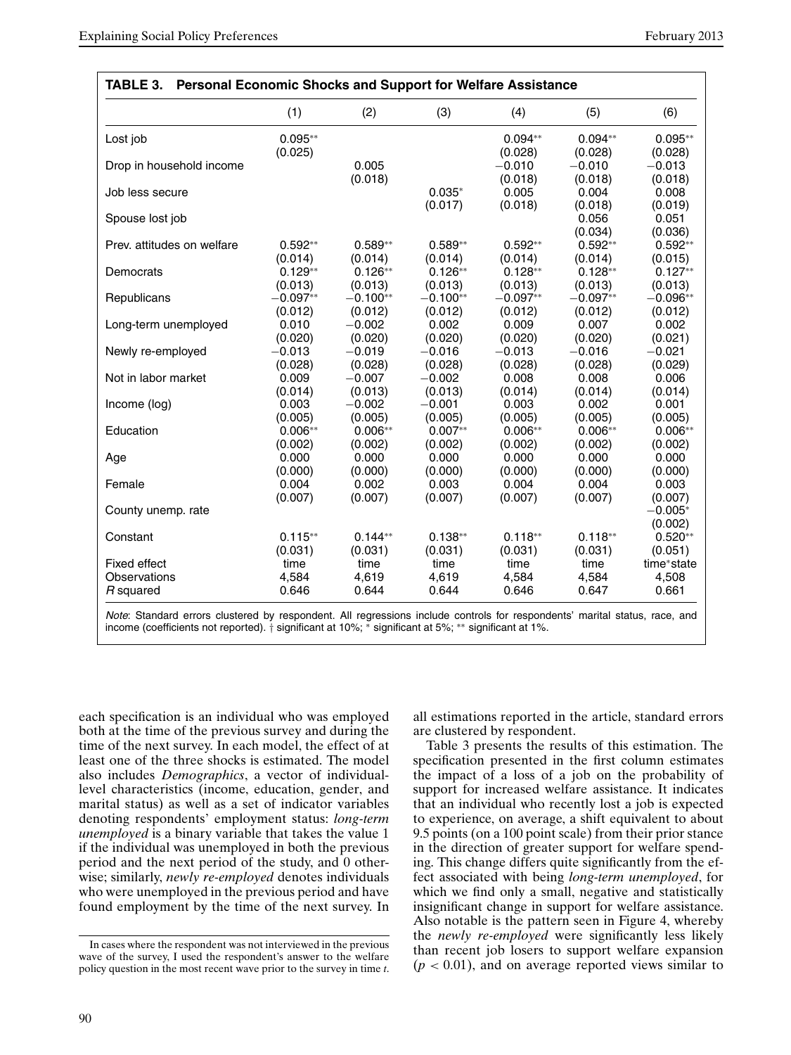**TABLE 3. Personal Economic Shocks and Support for Welfare Assistance**

| | (1) | (2) | (3) | (4) | (5) | (6) |
|---|---|---|---|---|---|---|
| Lost job | 0.095** | | | 0.094** | 0.094** | 0.095** |
| | (0.025) | | | (0.028) | (0.028) | (0.028) |
| Drop in household income | | 0.005 | | −0.010 | −0.010 | −0.013 |
| | | (0.018) | | (0.018) | (0.018) | (0.018) |
| Job less secure | | | 0.035* | 0.005 | 0.004 | 0.008 |
| | | | (0.017) | (0.018) | (0.018) | (0.019) |
| Spouse lost job | | | | | 0.056 | 0.051 |
| | | | | | (0.034) | (0.036) |
| Prev. attitudes on welfare | 0.592** | 0.589** | 0.589** | 0.592** | 0.592** | 0.592** |
| | (0.014) | (0.014) | (0.014) | (0.014) | (0.014) | (0.015) |
| Democrats | 0.129** | 0.126** | 0.126** | 0.128** | 0.128** | 0.127** |
| | (0.013) | (0.013) | (0.013) | (0.013) | (0.013) | (0.013) |
| Republicans | −0.097** | −0.100** | −0.100** | −0.097** | −0.097** | −0.096** |
| | (0.012) | (0.012) | (0.012) | (0.012) | (0.012) | (0.012) |
| Long-term unemployed | 0.010 | −0.002 | 0.002 | 0.009 | 0.007 | 0.002 |
| | (0.020) | (0.020) | (0.020) | (0.020) | (0.020) | (0.021) |
| Newly re-employed | −0.013 | −0.019 | −0.016 | −0.013 | −0.016 | −0.021 |
| | (0.028) | (0.028) | (0.028) | (0.028) | (0.028) | (0.029) |
| Not in labor market | 0.009 | −0.007 | −0.002 | 0.008 | 0.008 | 0.006 |
| | (0.014) | (0.013) | (0.013) | (0.014) | (0.014) | (0.014) |
| Income (log) | 0.003 | −0.002 | −0.001 | 0.003 | 0.002 | 0.001 |
| | (0.005) | (0.005) | (0.005) | (0.005) | (0.005) | (0.005) |
| Education | 0.006** | 0.006** | 0.007** | 0.006** | 0.006** | 0.006** |
| | (0.002) | (0.002) | (0.002) | (0.002) | (0.002) | (0.002) |
| Age | 0.000 | 0.000 | 0.000 | 0.000 | 0.000 | 0.000 |
| | (0.000) | (0.000) | (0.000) | (0.000) | (0.000) | (0.000) |
| Female | 0.004 | 0.002 | 0.003 | 0.004 | 0.004 | 0.003 |
| | (0.007) | (0.007) | (0.007) | (0.007) | (0.007) | (0.007) |
| County unemp. rate | | | | | | −0.005* |
| | | | | | | (0.002) |
| Constant | 0.115** | 0.144** | 0.138** | 0.118** | 0.118** | 0.520** |
| | (0.031) | (0.031) | (0.031) | (0.031) | (0.031) | (0.051) |
| Fixed effect | time | time | time | time | time | time*state |
| Observations | 4,584 | 4,619 | 4,619 | 4,584 | 4,584 | 4,508 |
| $R$ squared | 0.646 | 0.644 | 0.644 | 0.646 | 0.647 | 0.661 |

*Note*: Standard errors clustered by respondent. All regressions include controls for respondents' marital status, race, and income (coefficients not reported). † significant at 10%; * significant at 5%; ** significant at 1%.

each specification is an individual who was employed both at the time of the previous survey and during the time of the next survey. In each model, the effect of at least one of the three shocks is estimated. The model also includes *Demographics*, a vector of individual-level characteristics (income, education, gender, and marital status) as well as a set of indicator variables denoting respondents' employment status: *long-term unemployed* is a binary variable that takes the value 1 if the individual was unemployed in both the previous period and the next period of the study, and 0 otherwise; similarly, *newly re-employed* denotes individuals who were unemployed in the previous period and have found employment by the time of the next survey. In all estimations reported in the article, standard errors are clustered by respondent.

Table 3 presents the results of this estimation. The specification presented in the first column estimates the impact of a loss of a job on the probability of support for increased welfare assistance. It indicates that an individual who recently lost a job is expected to experience, on average, a shift equivalent to about 9.5 points (on a 100 point scale) from their prior stance in the direction of greater support for welfare spending. This change differs quite significantly from the effect associated with being *long-term unemployed*, for which we find only a small, negative and statistically insignificant change in support for welfare assistance. Also notable is the pattern seen in Figure 4, whereby the *newly re-employed* were significantly less likely than recent job losers to support welfare expansion ($p < 0.01$), and on average reported views similar to

In cases where the respondent was not interviewed in the previous wave of the survey, I used the respondent's answer to the welfare policy question in the most recent wave prior to the survey in time $t$.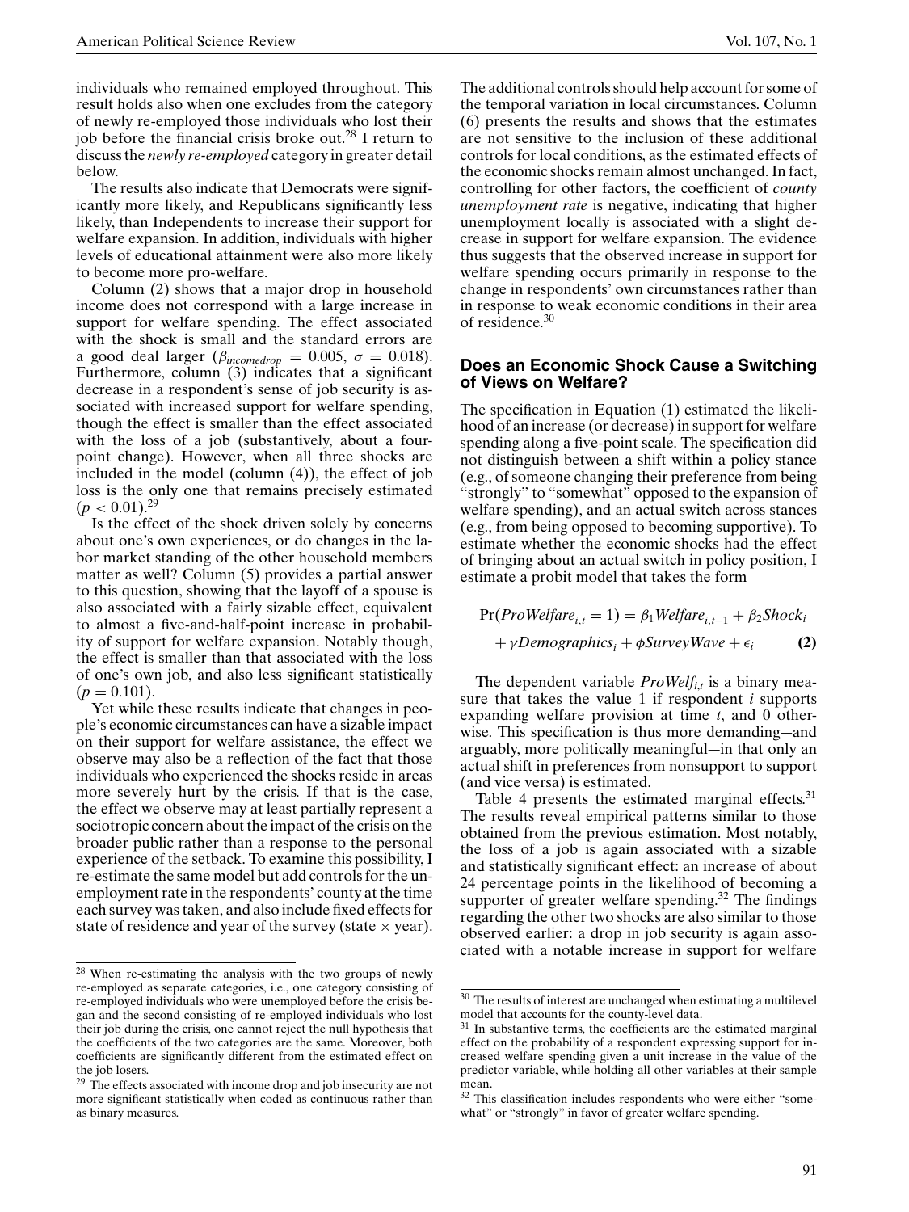individuals who remained employed throughout. This result holds also when one excludes from the category of newly re-employed those individuals who lost their job before the financial crisis broke out.[28] I return to discuss the *newly re-employed* category in greater detail below.

The results also indicate that Democrats were significantly more likely, and Republicans significantly less likely, than Independents to increase their support for welfare expansion. In addition, individuals with higher levels of educational attainment were also more likely to become more pro-welfare.

Column (2) shows that a major drop in household income does not correspond with a large increase in support for welfare spending. The effect associated with the shock is small and the standard errors are a good deal larger ($\beta_{incomedrop} = 0.005$, $\sigma = 0.018$). Furthermore, column (3) indicates that a significant decrease in a respondent's sense of job security is associated with increased support for welfare spending, though the effect is smaller than the effect associated with the loss of a job (substantively, about a four-point change). However, when all three shocks are included in the model (column (4)), the effect of job loss is the only one that remains precisely estimated ($p < 0.01$).[29]

Is the effect of the shock driven solely by concerns about one's own experiences, or do changes in the labor market standing of the other household members matter as well? Column (5) provides a partial answer to this question, showing that the layoff of a spouse is also associated with a fairly sizable effect, equivalent to almost a five-and-half-point increase in probability of support for welfare expansion. Notably though, the effect is smaller than that associated with the loss of one's own job, and also less significant statistically ($p = 0.101$).

Yet while these results indicate that changes in people's economic circumstances can have a sizable impact on their support for welfare assistance, the effect we observe may also be a reflection of the fact that those individuals who experienced the shocks reside in areas more severely hurt by the crisis. If that is the case, the effect we observe may at least partially represent a sociotropic concern about the impact of the crisis on the broader public rather than a response to the personal experience of the setback. To examine this possibility, I re-estimate the same model but add controls for the unemployment rate in the respondents' county at the time each survey was taken, and also include fixed effects for state of residence and year of the survey (state × year). The additional controls should help account for some of the temporal variation in local circumstances. Column (6) presents the results and shows that the estimates are not sensitive to the inclusion of these additional controls for local conditions, as the estimated effects of the economic shocks remain almost unchanged. In fact, controlling for other factors, the coefficient of *county unemployment rate* is negative, indicating that higher unemployment locally is associated with a slight decrease in support for welfare expansion. The evidence thus suggests that the observed increase in support for welfare spending occurs primarily in response to the change in respondents' own circumstances rather than in response to weak economic conditions in their area of residence.[30]

### Does an Economic Shock Cause a Switching of Views on Welfare?

The specification in Equation (1) estimated the likelihood of an increase (or decrease) in support for welfare spending along a five-point scale. The specification did not distinguish between a shift within a policy stance (e.g., of someone changing their preference from being "strongly" to "somewhat" opposed to the expansion of welfare spending), and an actual switch across stances (e.g., from being opposed to becoming supportive). To estimate whether the economic shocks had the effect of bringing about an actual switch in policy position, I estimate a probit model that takes the form

$$\Pr(ProWelfare_{i,t} = 1) = \beta_1 Welfare_{i,t-1} + \beta_2 Shock_i + \gamma Demographics_i + \phi SurveyWave + \epsilon_i \qquad \textbf{(2)}$$

The dependent variable $ProWelf_{i,t}$ is a binary measure that takes the value 1 if respondent $i$ supports expanding welfare provision at time $t$, and 0 otherwise. This specification is thus more demanding—and arguably, more politically meaningful—in that only an actual shift in preferences from nonsupport to support (and vice versa) is estimated.

Table 4 presents the estimated marginal effects.[31] The results reveal empirical patterns similar to those obtained from the previous estimation. Most notably, the loss of a job is again associated with a sizable and statistically significant effect: an increase of about 24 percentage points in the likelihood of becoming a supporter of greater welfare spending.[32] The findings regarding the other two shocks are also similar to those observed earlier: a drop in job security is again associated with a notable increase in support for welfare

---

[28] When re-estimating the analysis with the two groups of newly re-employed as separate categories, i.e., one category consisting of re-employed individuals who were unemployed before the crisis began and the second consisting of re-employed individuals who lost their job during the crisis, one cannot reject the null hypothesis that the coefficients of the two categories are the same. Moreover, both coefficients are significantly different from the estimated effect on the job losers.

[29] The effects associated with income drop and job insecurity are not more significant statistically when coded as continuous rather than as binary measures.

[30] The results of interest are unchanged when estimating a multilevel model that accounts for the county-level data.

[31] In substantive terms, the coefficients are the estimated marginal effect on the probability of a respondent expressing support for increased welfare spending given a unit increase in the value of the predictor variable, while holding all other variables at their sample mean.

[32] This classification includes respondents who were either "somewhat" or "strongly" in favor of greater welfare spending.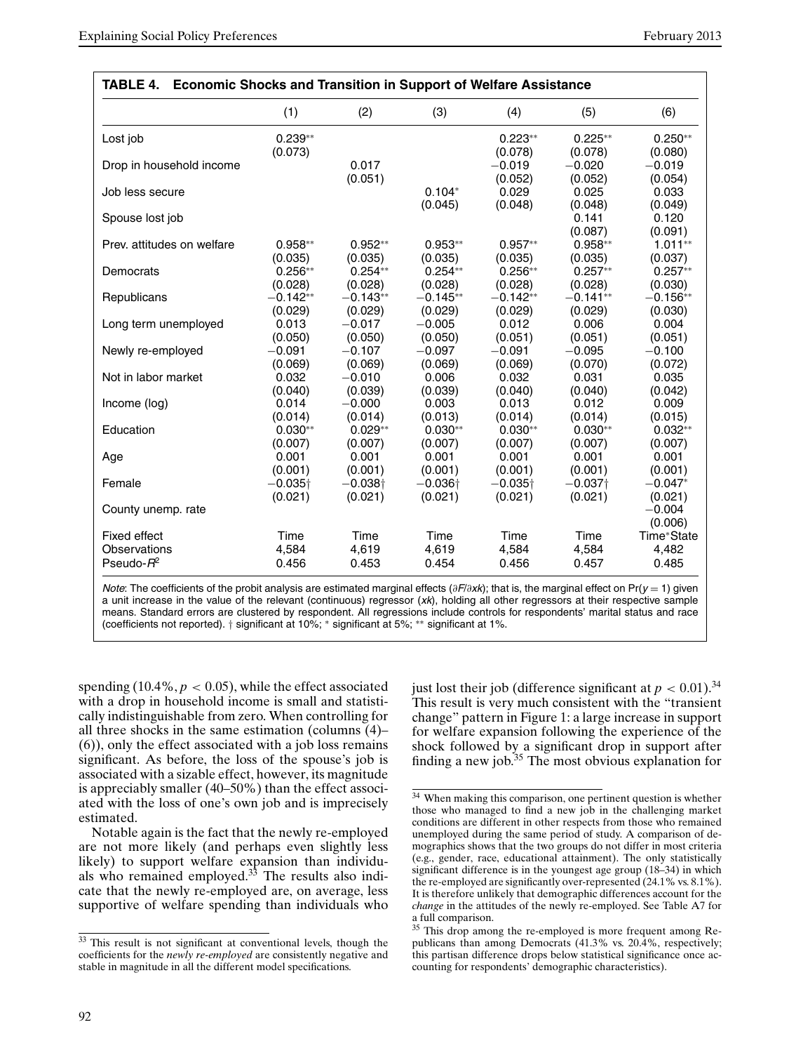**TABLE 4. Economic Shocks and Transition in Support of Welfare Assistance**

| | (1) | (2) | (3) | (4) | (5) | (6) |
|---|---|---|---|---|---|---|
| Lost job | 0.239** | | | 0.223** | 0.225** | 0.250** |
| | (0.073) | | | (0.078) | (0.078) | (0.080) |
| Drop in household income | | 0.017 | | −0.019 | −0.020 | −0.019 |
| | | (0.051) | | (0.052) | (0.052) | (0.054) |
| Job less secure | | | 0.104* | 0.029 | 0.025 | 0.033 |
| | | | (0.045) | (0.048) | (0.048) | (0.049) |
| Spouse lost job | | | | | 0.141 | 0.120 |
| | | | | | (0.087) | (0.091) |
| Prev. attitudes on welfare | 0.958** | 0.952** | 0.953** | 0.957** | 0.958** | 1.011** |
| | (0.035) | (0.035) | (0.035) | (0.035) | (0.035) | (0.037) |
| Democrats | 0.256** | 0.254** | 0.254** | 0.256** | 0.257** | 0.257** |
| | (0.028) | (0.028) | (0.028) | (0.028) | (0.028) | (0.030) |
| Republicans | −0.142** | −0.143** | −0.145** | −0.142** | −0.141** | −0.156** |
| | (0.029) | (0.029) | (0.029) | (0.029) | (0.029) | (0.030) |
| Long term unemployed | 0.013 | −0.017 | −0.005 | 0.012 | 0.006 | 0.004 |
| | (0.050) | (0.050) | (0.050) | (0.051) | (0.051) | (0.051) |
| Newly re-employed | −0.091 | −0.107 | −0.097 | −0.091 | −0.095 | −0.100 |
| | (0.069) | (0.069) | (0.069) | (0.069) | (0.070) | (0.072) |
| Not in labor market | 0.032 | −0.010 | 0.006 | 0.032 | 0.031 | 0.035 |
| | (0.040) | (0.039) | (0.039) | (0.040) | (0.040) | (0.042) |
| Income (log) | 0.014 | −0.000 | 0.003 | 0.013 | 0.012 | 0.009 |
| | (0.014) | (0.014) | (0.013) | (0.014) | (0.014) | (0.015) |
| Education | 0.030** | 0.029** | 0.030** | 0.030** | 0.030** | 0.032** |
| | (0.007) | (0.007) | (0.007) | (0.007) | (0.007) | (0.007) |
| Age | 0.001 | 0.001 | 0.001 | 0.001 | 0.001 | 0.001 |
| | (0.001) | (0.001) | (0.001) | (0.001) | (0.001) | (0.001) |
| Female | −0.035† | −0.038† | −0.036† | −0.035† | −0.037† | −0.047* |
| | (0.021) | (0.021) | (0.021) | (0.021) | (0.021) | (0.021) |
| County unemp. rate | | | | | | −0.004 |
| | | | | | | (0.006) |
| Fixed effect | Time | Time | Time | Time | Time | Time*State |
| Observations | 4,584 | 4,619 | 4,619 | 4,584 | 4,584 | 4,482 |
| Pseudo-$R^2$ | 0.456 | 0.453 | 0.454 | 0.456 | 0.457 | 0.485 |

*Note*: The coefficients of the probit analysis are estimated marginal effects ($\partial F/\partial xk$); that is, the marginal effect on $\Pr(y = 1)$ given a unit increase in the value of the relevant (continuous) regressor ($xk$), holding all other regressors at their respective sample means. Standard errors are clustered by respondent. All regressions include controls for respondents' marital status and race (coefficients not reported). † significant at 10%; * significant at 5%; ** significant at 1%.

spending (10.4%, $p < 0.05$), while the effect associated with a drop in household income is small and statistically indistinguishable from zero. When controlling for all three shocks in the same estimation (columns (4)–(6)), only the effect associated with a job loss remains significant. As before, the loss of the spouse's job is associated with a sizable effect, however, its magnitude is appreciably smaller (40–50%) than the effect associated with the loss of one's own job and is imprecisely estimated.

Notable again is the fact that the newly re-employed are not more likely (and perhaps even slightly less likely) to support welfare expansion than individuals who remained employed.[33] The results also indicate that the newly re-employed are, on average, less supportive of welfare spending than individuals who just lost their job (difference significant at $p < 0.01$).[34] This result is very much consistent with the "transient change" pattern in Figure 1: a large increase in support for welfare expansion following the experience of the shock followed by a significant drop in support after finding a new job.[35] The most obvious explanation for

[33] This result is not significant at conventional levels, though the coefficients for the *newly re-employed* are consistently negative and stable in magnitude in all the different model specifications.

[34] When making this comparison, one pertinent question is whether those who managed to find a new job in the challenging market conditions are different in other respects from those who remained unemployed during the same period of study. A comparison of demographics shows that the two groups do not differ in most criteria (e.g., gender, race, educational attainment). The only statistically significant difference is in the youngest age group (18–34) in which the re-employed are significantly over-represented (24.1% vs. 8.1%). It is therefore unlikely that demographic differences account for the *change* in the attitudes of the newly re-employed. See Table A7 for a full comparison.

[35] This drop among the re-employed is more frequent among Republicans than among Democrats (41.3% vs. 20.4%, respectively; this partisan difference drops below statistical significance once accounting for respondents' demographic characteristics).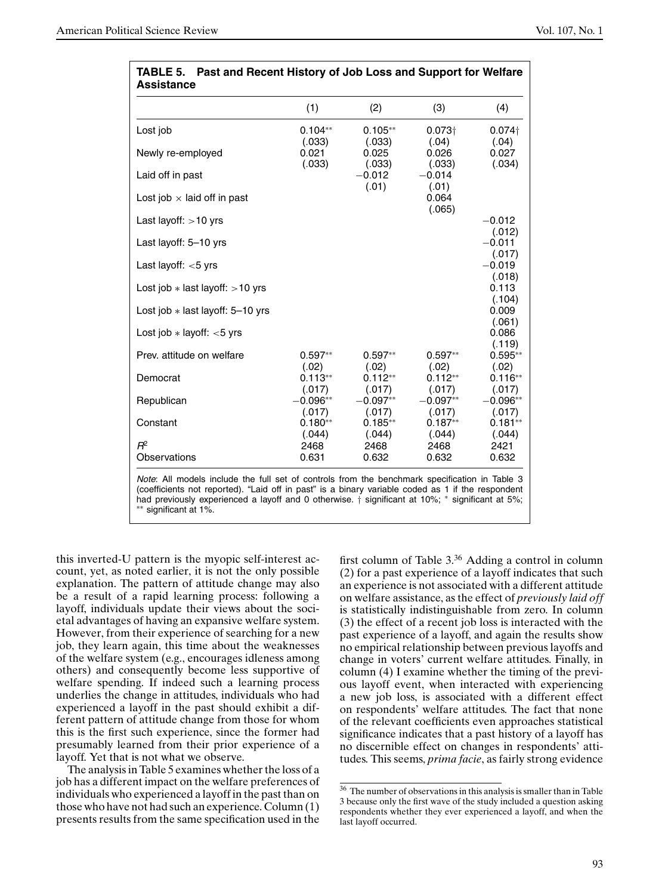**TABLE 5. Past and Recent History of Job Loss and Support for Welfare Assistance**

| | (1) | (2) | (3) | (4) |
|---|---|---|---|---|
| Lost job | 0.104** | 0.105** | 0.073† | 0.074† |
| | (.033) | (.033) | (.04) | (.04) |
| Newly re-employed | 0.021 | 0.025 | 0.026 | 0.027 |
| | (.033) | (.033) | (.033) | (.034) |
| Laid off in past | | −0.012 | −0.014 | |
| | | (.01) | (.01) | |
| Lost job × laid off in past | | | 0.064 | |
| | | | (.065) | |
| Last layoff: >10 yrs | | | | −0.012 |
| | | | | (.012) |
| Last layoff: 5–10 yrs | | | | −0.011 |
| | | | | (.017) |
| Last layoff: <5 yrs | | | | −0.019 |
| | | | | (.018) |
| Lost job ∗ last layoff: >10 yrs | | | | 0.113 |
| | | | | (.104) |
| Lost job ∗ last layoff: 5–10 yrs | | | | 0.009 |
| | | | | (.061) |
| Lost job ∗ layoff: <5 yrs | | | | 0.086 |
| | | | | (.119) |
| Prev. attitude on welfare | 0.597** | 0.597** | 0.597** | 0.595** |
| | (.02) | (.02) | (.02) | (.02) |
| Democrat | 0.113** | 0.112** | 0.112** | 0.116** |
| | (.017) | (.017) | (.017) | (.017) |
| Republican | −0.096** | −0.097** | −0.097** | −0.096** |
| | (.017) | (.017) | (.017) | (.017) |
| Constant | 0.180** | 0.185** | 0.187** | 0.181** |
| | (.044) | (.044) | (.044) | (.044) |
| $R^2$ | 2468 | 2468 | 2468 | 2421 |
| Observations | 0.631 | 0.632 | 0.632 | 0.632 |

*Note*: All models include the full set of controls from the benchmark specification in Table 3 (coefficients not reported). "Laid off in past" is a binary variable coded as 1 if the respondent had previously experienced a layoff and 0 otherwise. † significant at 10%; * significant at 5%; ** significant at 1%.

this inverted-U pattern is the myopic self-interest account, yet, as noted earlier, it is not the only possible explanation. The pattern of attitude change may also be a result of a rapid learning process: following a layoff, individuals update their views about the societal advantages of having an expansive welfare system. However, from their experience of searching for a new job, they learn again, this time about the weaknesses of the welfare system (e.g., encourages idleness among others) and consequently become less supportive of welfare spending. If indeed such a learning process underlies the change in attitudes, individuals who had experienced a layoff in the past should exhibit a different pattern of attitude change from those for whom this is the first such experience, since the former had presumably learned from their prior experience of a layoff. Yet that is not what we observe.

The analysis in Table 5 examines whether the loss of a job has a different impact on the welfare preferences of individuals who experienced a layoff in the past than on those who have not had such an experience. Column (1) presents results from the same specification used in the first column of Table 3.[36] Adding a control in column (2) for a past experience of a layoff indicates that such an experience is not associated with a different attitude on welfare assistance, as the effect of *previously laid off* is statistically indistinguishable from zero. In column (3) the effect of a recent job loss is interacted with the past experience of a layoff, and again the results show no empirical relationship between previous layoffs and change in voters' current welfare attitudes. Finally, in column (4) I examine whether the timing of the previous layoff event, when interacted with experiencing a new job loss, is associated with a different effect on respondents' welfare attitudes. The fact that none of the relevant coefficients even approaches statistical significance indicates that a past history of a layoff has no discernible effect on changes in respondents' attitudes. This seems, *prima facie*, as fairly strong evidence

[36] The number of observations in this analysis is smaller than in Table 3 because only the first wave of the study included a question asking respondents whether they ever experienced a layoff, and when the last layoff occurred.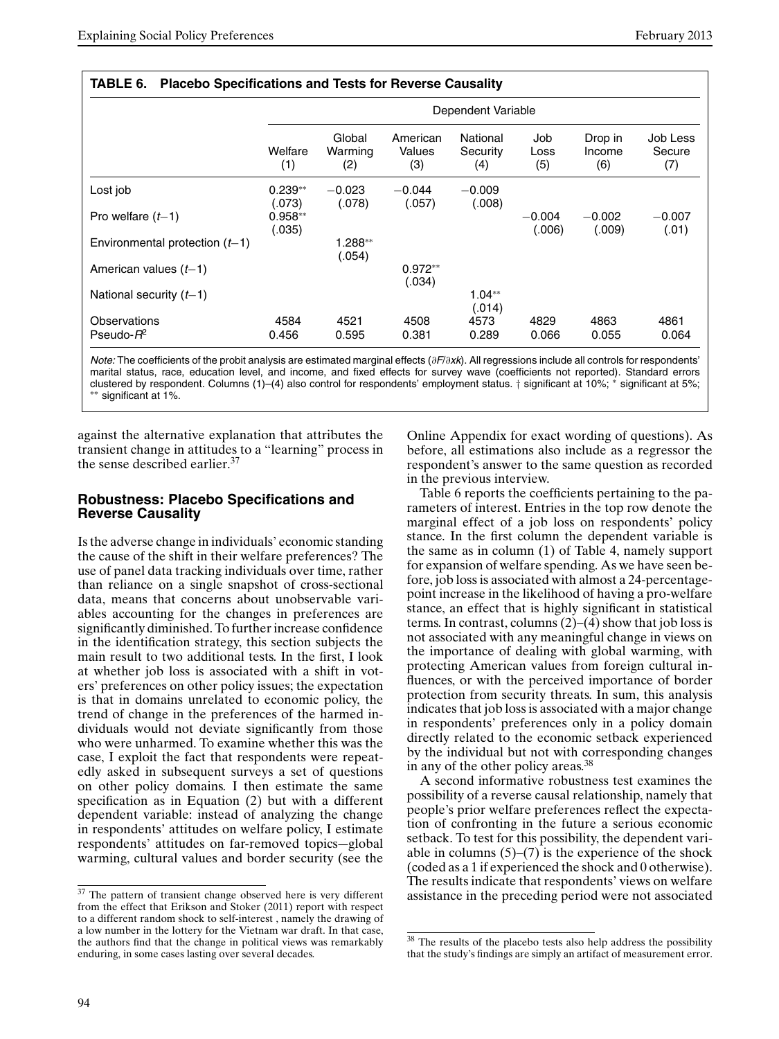**TABLE 6. Placebo Specifications and Tests for Reverse Causality**

| | Dependent Variable | | | | | | |
|---|---|---|---|---|---|---|---|
| | Welfare (1) | Global Warming (2) | American Values (3) | National Security (4) | Job Loss (5) | Drop in Income (6) | Job Less Secure (7) |
| Lost job | 0.239** (.073) | −0.023 (.078) | −0.044 (.057) | −0.009 (.008) | | | |
| Pro welfare ($t$−1) | 0.958** (.035) | | | | −0.004 (.006) | −0.002 (.009) | −0.007 (.01) |
| Environmental protection ($t$−1) | | 1.288** (.054) | | | | | |
| American values ($t$−1) | | | 0.972** (.034) | | | | |
| National security ($t$−1) | | | | 1.04** (.014) | | | |
| Observations | 4584 | 4521 | 4508 | 4573 | 4829 | 4863 | 4861 |
| Pseudo-$R^2$ | 0.456 | 0.595 | 0.381 | 0.289 | 0.066 | 0.055 | 0.064 |

*Note:* The coefficients of the probit analysis are estimated marginal effects ($\partial F/\partial xk$). All regressions include all controls for respondents' marital status, race, education level, and income, and fixed effects for survey wave (coefficients not reported). Standard errors clustered by respondent. Columns (1)–(4) also control for respondents' employment status. † significant at 10%; * significant at 5%; ** significant at 1%.

against the alternative explanation that attributes the transient change in attitudes to a "learning" process in the sense described earlier.[37]

## Robustness: Placebo Specifications and Reverse Causality

Is the adverse change in individuals' economic standing the cause of the shift in their welfare preferences? The use of panel data tracking individuals over time, rather than reliance on a single snapshot of cross-sectional data, means that concerns about unobservable variables accounting for the changes in preferences are significantly diminished. To further increase confidence in the identification strategy, this section subjects the main result to two additional tests. In the first, I look at whether job loss is associated with a shift in voters' preferences on other policy issues; the expectation is that in domains unrelated to economic policy, the trend of change in the preferences of the harmed individuals would not deviate significantly from those who were unharmed. To examine whether this was the case, I exploit the fact that respondents were repeatedly asked in subsequent surveys a set of questions on other policy domains. I then estimate the same specification as in Equation (2) but with a different dependent variable: instead of analyzing the change in respondents' attitudes on welfare policy, I estimate respondents' attitudes on far-removed topics—global warming, cultural values and border security (see the Online Appendix for exact wording of questions). As before, all estimations also include as a regressor the respondent's answer to the same question as recorded in the previous interview.

Table 6 reports the coefficients pertaining to the parameters of interest. Entries in the top row denote the marginal effect of a job loss on respondents' policy stance. In the first column the dependent variable is the same as in column (1) of Table 4, namely support for expansion of welfare spending. As we have seen before, job loss is associated with almost a 24-percentage-point increase in the likelihood of having a pro-welfare stance, an effect that is highly significant in statistical terms. In contrast, columns (2)–(4) show that job loss is not associated with any meaningful change in views on the importance of dealing with global warming, with protecting American values from foreign cultural influences, or with the perceived importance of border protection from security threats. In sum, this analysis indicates that job loss is associated with a major change in respondents' preferences only in a policy domain directly related to the economic setback experienced by the individual but not with corresponding changes in any of the other policy areas.[38]

A second informative robustness test examines the possibility of a reverse causal relationship, namely that people's prior welfare preferences reflect the expectation of confronting in the future a serious economic setback. To test for this possibility, the dependent variable in columns (5)–(7) is the experience of the shock (coded as a 1 if experienced the shock and 0 otherwise). The results indicate that respondents' views on welfare assistance in the preceding period were not associated

[37] The pattern of transient change observed here is very different from the effect that Erikson and Stoker (2011) report with respect to a different random shock to self-interest , namely the drawing of a low number in the lottery for the Vietnam war draft. In that case, the authors find that the change in political views was remarkably enduring, in some cases lasting over several decades.

[38] The results of the placebo tests also help address the possibility that the study's findings are simply an artifact of measurement error.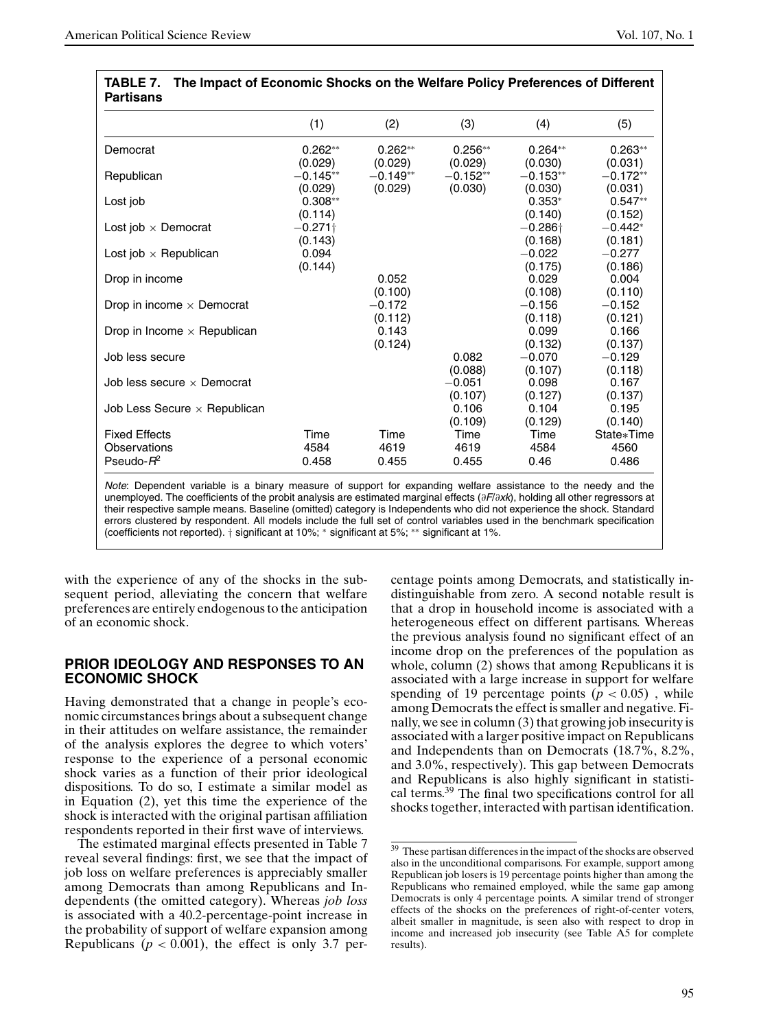**TABLE 7. The Impact of Economic Shocks on the Welfare Policy Preferences of Different Partisans**

| | (1) | (2) | (3) | (4) | (5) |
|---|---|---|---|---|---|
| Democrat | 0.262** | 0.262** | 0.256** | 0.264** | 0.263** |
| | (0.029) | (0.029) | (0.029) | (0.030) | (0.031) |
| Republican | −0.145** | −0.149** | −0.152** | −0.153** | −0.172** |
| | (0.029) | (0.029) | (0.030) | (0.030) | (0.031) |
| Lost job | 0.308** | | | 0.353* | 0.547** |
| | (0.114) | | | (0.140) | (0.152) |
| Lost job × Democrat | −0.271† | | | −0.286† | −0.442* |
| | (0.143) | | | (0.168) | (0.181) |
| Lost job × Republican | 0.094 | | | −0.022 | −0.277 |
| | (0.144) | | | (0.175) | (0.186) |
| Drop in income | | 0.052 | | 0.029 | 0.004 |
| | | (0.100) | | (0.108) | (0.110) |
| Drop in income × Democrat | | −0.172 | | −0.156 | −0.152 |
| | | (0.112) | | (0.118) | (0.121) |
| Drop in Income × Republican | | 0.143 | | 0.099 | 0.166 |
| | | (0.124) | | (0.132) | (0.137) |
| Job less secure | | | 0.082 | −0.070 | −0.129 |
| | | | (0.088) | (0.107) | (0.118) |
| Job less secure × Democrat | | | −0.051 | 0.098 | 0.167 |
| | | | (0.107) | (0.127) | (0.137) |
| Job Less Secure × Republican | | | 0.106 | 0.104 | 0.195 |
| | | | (0.109) | (0.129) | (0.140) |
| Fixed Effects | Time | Time | Time | Time | State*Time |
| Observations | 4584 | 4619 | 4619 | 4584 | 4560 |
| Pseudo-$R^2$ | 0.458 | 0.455 | 0.455 | 0.46 | 0.486 |

*Note*: Dependent variable is a binary measure of support for expanding welfare assistance to the needy and the unemployed. The coefficients of the probit analysis are estimated marginal effects ($\partial F/\partial xk$), holding all other regressors at their respective sample means. Baseline (omitted) category is Independents who did not experience the shock. Standard errors clustered by respondent. All models include the full set of control variables used in the benchmark specification (coefficients not reported). † significant at 10%; * significant at 5%; ** significant at 1%.

with the experience of any of the shocks in the subsequent period, alleviating the concern that welfare preferences are entirely endogenous to the anticipation of an economic shock.

## PRIOR IDEOLOGY AND RESPONSES TO AN ECONOMIC SHOCK

Having demonstrated that a change in people's economic circumstances brings about a subsequent change in their attitudes on welfare assistance, the remainder of the analysis explores the degree to which voters' response to the experience of a personal economic shock varies as a function of their prior ideological dispositions. To do so, I estimate a similar model as in Equation (2), yet this time the experience of the shock is interacted with the original partisan affiliation respondents reported in their first wave of interviews.

The estimated marginal effects presented in Table 7 reveal several findings: first, we see that the impact of job loss on welfare preferences is appreciably smaller among Democrats than among Republicans and Independents (the omitted category). Whereas *job loss* is associated with a 40.2-percentage-point increase in the probability of support of welfare expansion among Republicans ($p < 0.001$), the effect is only 3.7 percentage points among Democrats, and statistically indistinguishable from zero. A second notable result is that a drop in household income is associated with a heterogeneous effect on different partisans. Whereas the previous analysis found no significant effect of an income drop on the preferences of the population as whole, column (2) shows that among Republicans it is associated with a large increase in support for welfare spending of 19 percentage points ($p < 0.05$) , while among Democrats the effect is smaller and negative. Finally, we see in column (3) that growing job insecurity is associated with a larger positive impact on Republicans and Independents than on Democrats (18.7%, 8.2%, and 3.0%, respectively). This gap between Democrats and Republicans is also highly significant in statistical terms.[39] The final two specifications control for all shocks together, interacted with partisan identification.

[39] These partisan differences in the impact of the shocks are observed also in the unconditional comparisons. For example, support among Republican job losers is 19 percentage points higher than among the Republicans who remained employed, while the same gap among Democrats is only 4 percentage points. A similar trend of stronger effects of the shocks on the preferences of right-of-center voters, albeit smaller in magnitude, is seen also with respect to drop in income and increased job insecurity (see Table A5 for complete results).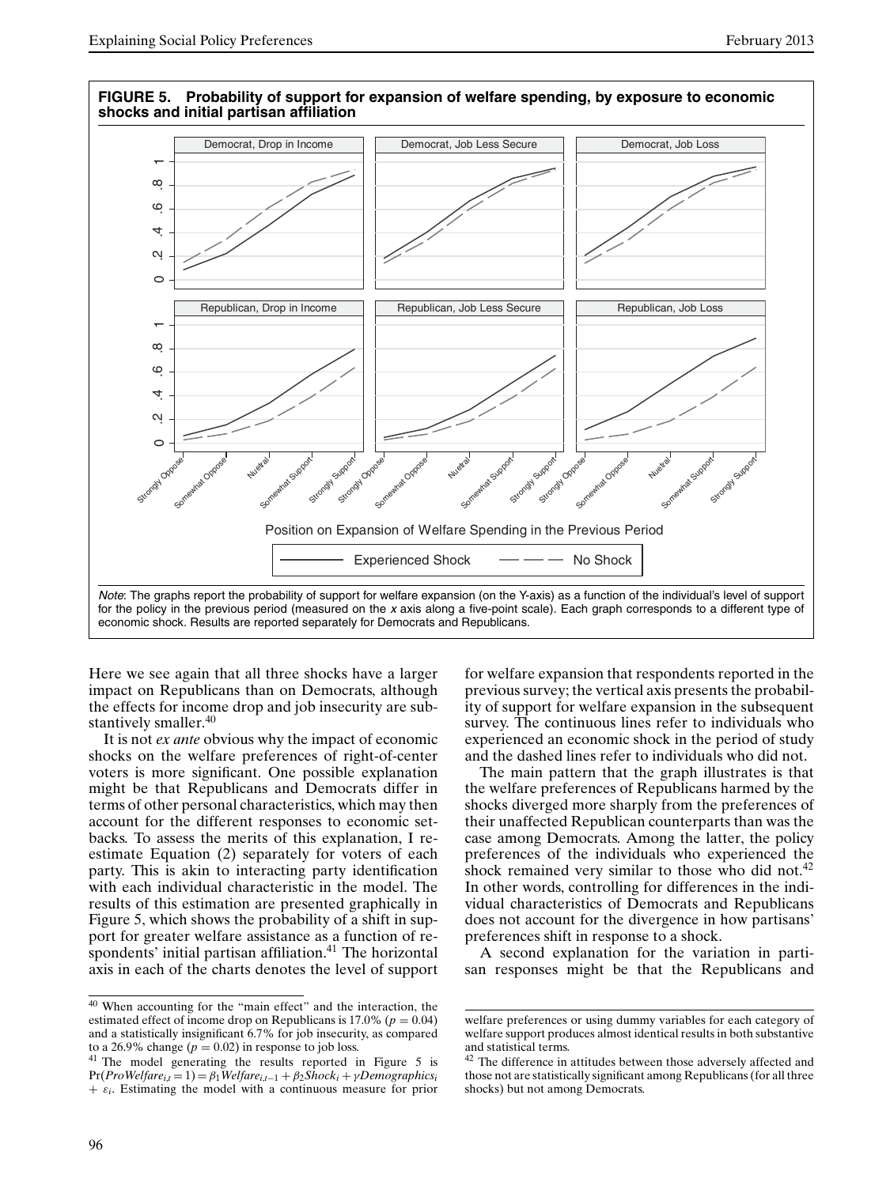**FIGURE 5. Probability of support for expansion of welfare spending, by exposure to economic shocks and initial partisan affiliation**

Democrat, Drop in Income

Democrat, Job Less Secure

Democrat, Job Loss

Republican, Drop in Income

Republican, Job Less Secure

Republican, Job Loss

0 .2 .4 .6 .8 1

Strongly Oppose, Somewhat Oppose, Neutral, Somewhat Support, Strongly Support

Position on Expansion of Welfare Spending in the Previous Period

Experienced Shock — No Shock

*Note*: The graphs report the probability of support for welfare expansion (on the Y-axis) as a function of the individual's level of support for the policy in the previous period (measured on the *x* axis along a five-point scale). Each graph corresponds to a different type of economic shock. Results are reported separately for Democrats and Republicans.

Here we see again that all three shocks have a larger impact on Republicans than on Democrats, although the effects for income drop and job insecurity are substantively smaller.[40]

It is not *ex ante* obvious why the impact of economic shocks on the welfare preferences of right-of-center voters is more significant. One possible explanation might be that Republicans and Democrats differ in terms of other personal characteristics, which may then account for the different responses to economic setbacks. To assess the merits of this explanation, I reestimate Equation (2) separately for voters of each party. This is akin to interacting party identification with each individual characteristic in the model. The results of this estimation are presented graphically in Figure 5, which shows the probability of a shift in support for greater welfare assistance as a function of respondents' initial partisan affiliation.[41] The horizontal axis in each of the charts denotes the level of support for welfare expansion that respondents reported in the previous survey; the vertical axis presents the probability of support for welfare expansion in the subsequent survey. The continuous lines refer to individuals who experienced an economic shock in the period of study and the dashed lines refer to individuals who did not.

The main pattern that the graph illustrates is that the welfare preferences of Republicans harmed by the shocks diverged more sharply from the preferences of their unaffected Republican counterparts than was the case among Democrats. Among the latter, the policy preferences of the individuals who experienced the shock remained very similar to those who did not.[42] In other words, controlling for differences in the individual characteristics of Democrats and Republicans does not account for the divergence in how partisans' preferences shift in response to a shock.

A second explanation for the variation in partisan responses might be that the Republicans and

[40] When accounting for the "main effect" and the interaction, the estimated effect of income drop on Republicans is 17.0% ($p = 0.04$) and a statistically insignificant 6.7% for job insecurity, as compared to a 26.9% change ($p = 0.02$) in response to job loss.

[41] The model generating the results reported in Figure 5 is $\Pr(ProWelfare_{i,t} = 1) = \beta_1 Welfare_{i,t-1} + \beta_2 Shock_i + \gamma Demographics_i + \varepsilon_i$. Estimating the model with a continuous measure for prior welfare preferences or using dummy variables for each category of welfare support produces almost identical results in both substantive and statistical terms.

[42] The difference in attitudes between those adversely affected and those not are statistically significant among Republicans (for all three shocks) but not among Democrats.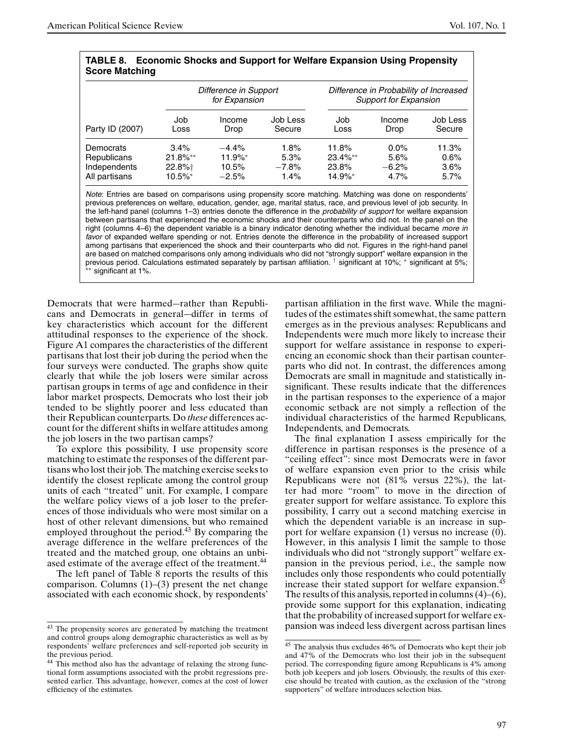**TABLE 8. Economic Shocks and Support for Welfare Expansion Using Propensity Score Matching**

| | *Difference in Support for Expansion* | | | *Difference in Probability of Increased Support for Expansion* | | |
|---|---|---|---|---|---|---|
| Party ID (2007) | Job Loss | Income Drop | Job Less Secure | Job Loss | Income Drop | Job Less Secure |
| Democrats | 3.4% | −4.4% | 1.8% | 11.8% | 0.0% | 11.3% |
| Republicans | 21.8%** | 11.9%* | 5.3% | 23.4%** | 5.6% | 0.6% |
| Independents | 22.8%† | 10.5% | −7.8% | 23.8% | −6.2% | 3.6% |
| All partisans | 10.5%* | −2.5% | 1.4% | 14.9%* | 4.7% | 5.7% |

*Note*: Entries are based on comparisons using propensity score matching. Matching was done on respondents' previous preferences on welfare, education, gender, age, marital status, race, and previous level of job security. In the left-hand panel (columns 1–3) entries denote the difference in the *probability of support* for welfare expansion between partisans that experienced the economic shocks and their counterparts who did not. In the panel on the right (columns 4–6) the dependent variable is a binary indicator denoting whether the individual became *more in favor* of expanded welfare spending or not. Entries denote the difference in the probability of increased support among partisans that experienced the shock and their counterparts who did not. Figures in the right-hand panel are based on matched comparisons only among individuals who did not "strongly support" welfare expansion in the previous period. Calculations estimated separately by partisan affiliation. † significant at 10%; * significant at 5%; ** significant at 1%.

Democrats that were harmed—rather than Republicans and Democrats in general—differ in terms of key characteristics which account for the different attitudinal responses to the experience of the shock. Figure A1 compares the characteristics of the different partisans that lost their job during the period when the four surveys were conducted. The graphs show quite clearly that while the job losers were similar across partisan groups in terms of age and confidence in their labor market prospects, Democrats who lost their job tended to be slightly poorer and less educated than their Republican counterparts. Do *these* differences account for the different shifts in welfare attitudes among the job losers in the two partisan camps?

To explore this possibility, I use propensity score matching to estimate the responses of the different partisans who lost their job. The matching exercise seeks to identify the closest replicate among the control group units of each "treated" unit. For example, I compare the welfare policy views of a job loser to the preferences of those individuals who were most similar on a host of other relevant dimensions, but who remained employed throughout the period.[43] By comparing the average difference in the welfare preferences of the treated and the matched group, one obtains an unbiased estimate of the average effect of the treatment.[44]

The left panel of Table 8 reports the results of this comparison. Columns (1)–(3) present the net change associated with each economic shock, by respondents' partisan affiliation in the first wave. While the magnitudes of the estimates shift somewhat, the same pattern emerges as in the previous analyses: Republicans and Independents were much more likely to increase their support for welfare assistance in response to experiencing an economic shock than their partisan counterparts who did not. In contrast, the differences among Democrats are small in magnitude and statistically insignificant. These results indicate that the differences in the partisan responses to the experience of a major economic setback are not simply a reflection of the individual characteristics of the harmed Republicans, Independents, and Democrats.

The final explanation I assess empirically for the difference in partisan responses is the presence of a "ceiling effect": since most Democrats were in favor of welfare expansion even prior to the crisis while Republicans were not (81% versus 22%), the latter had more "room" to move in the direction of greater support for welfare assistance. To explore this possibility, I carry out a second matching exercise in which the dependent variable is an increase in support for welfare expansion (1) versus no increase (0). However, in this analysis I limit the sample to those individuals who did not "strongly support" welfare expansion in the previous period, i.e., the sample now includes only those respondents who could potentially increase their stated support for welfare expansion.[45] The results of this analysis, reported in columns (4)–(6), provide some support for this explanation, indicating that the probability of increased support for welfare expansion was indeed less divergent across partisan lines

[43] The propensity scores are generated by matching the treatment and control groups along demographic characteristics as well as by respondents' welfare preferences and self-reported job security in the previous period.

[44] This method also has the advantage of relaxing the strong functional form assumptions associated with the probit regressions presented earlier. This advantage, however, comes at the cost of lower efficiency of the estimates.

[45] The analysis thus excludes 46% of Democrats who kept their job and 47% of the Democrats who lost their job in the subsequent period. The corresponding figure among Republicans is 4% among both job keepers and job losers. Obviously, the results of this exercise should be treated with caution, as the exclusion of the "strong supporters" of welfare introduces selection bias.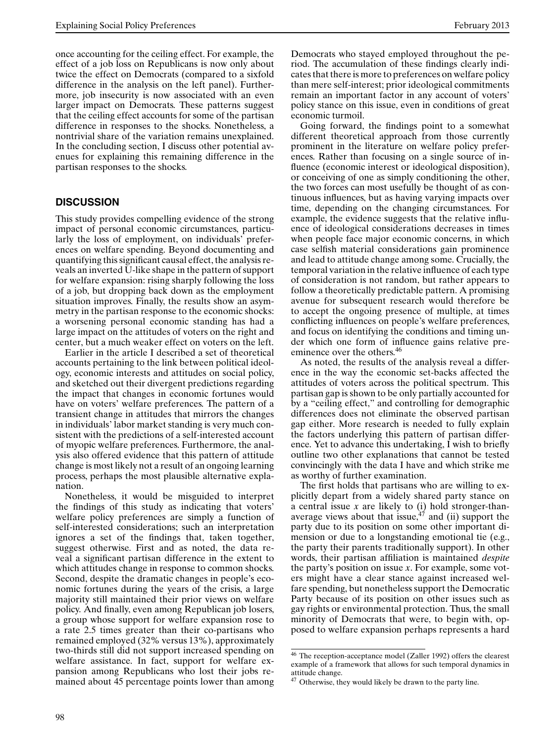once accounting for the ceiling effect. For example, the effect of a job loss on Republicans is now only about twice the effect on Democrats (compared to a sixfold difference in the analysis on the left panel). Furthermore, job insecurity is now associated with an even larger impact on Democrats. These patterns suggest that the ceiling effect accounts for some of the partisan difference in responses to the shocks. Nonetheless, a nontrivial share of the variation remains unexplained. In the concluding section, I discuss other potential avenues for explaining this remaining difference in the partisan responses to the shocks.

## DISCUSSION

This study provides compelling evidence of the strong impact of personal economic circumstances, particularly the loss of employment, on individuals' preferences on welfare spending. Beyond documenting and quantifying this significant causal effect, the analysis reveals an inverted U-like shape in the pattern of support for welfare expansion: rising sharply following the loss of a job, but dropping back down as the employment situation improves. Finally, the results show an asymmetry in the partisan response to the economic shocks: a worsening personal economic standing has had a large impact on the attitudes of voters on the right and center, but a much weaker effect on voters on the left.

Earlier in the article I described a set of theoretical accounts pertaining to the link between political ideology, economic interests and attitudes on social policy, and sketched out their divergent predictions regarding the impact that changes in economic fortunes would have on voters' welfare preferences. The pattern of a transient change in attitudes that mirrors the changes in individuals' labor market standing is very much consistent with the predictions of a self-interested account of myopic welfare preferences. Furthermore, the analysis also offered evidence that this pattern of attitude change is most likely not a result of an ongoing learning process, perhaps the most plausible alternative explanation.

Nonetheless, it would be misguided to interpret the findings of this study as indicating that voters' welfare policy preferences are simply a function of self-interested considerations; such an interpretation ignores a set of the findings that, taken together, suggest otherwise. First and as noted, the data reveal a significant partisan difference in the extent to which attitudes change in response to common shocks. Second, despite the dramatic changes in people's economic fortunes during the years of the crisis, a large majority still maintained their prior views on welfare policy. And finally, even among Republican job losers, a group whose support for welfare expansion rose to a rate 2.5 times greater than their co-partisans who remained employed (32% versus 13%), approximately two-thirds still did not support increased spending on welfare assistance. In fact, support for welfare expansion among Republicans who lost their jobs remained about 45 percentage points lower than among Democrats who stayed employed throughout the period. The accumulation of these findings clearly indicates that there is more to preferences on welfare policy than mere self-interest; prior ideological commitments remain an important factor in any account of voters' policy stance on this issue, even in conditions of great economic turmoil.

Going forward, the findings point to a somewhat different theoretical approach from those currently prominent in the literature on welfare policy preferences. Rather than focusing on a single source of influence (economic interest or ideological disposition), or conceiving of one as simply conditioning the other, the two forces can most usefully be thought of as continuous influences, but as having varying impacts over time, depending on the changing circumstances. For example, the evidence suggests that the relative influence of ideological considerations decreases in times when people face major economic concerns, in which case selfish material considerations gain prominence and lead to attitude change among some. Crucially, the temporal variation in the relative influence of each type of consideration is not random, but rather appears to follow a theoretically predictable pattern. A promising avenue for subsequent research would therefore be to accept the ongoing presence of multiple, at times conflicting influences on people's welfare preferences, and focus on identifying the conditions and timing under which one form of influence gains relative preeminence over the others.[46]

As noted, the results of the analysis reveal a difference in the way the economic set-backs affected the attitudes of voters across the political spectrum. This partisan gap is shown to be only partially accounted for by a "ceiling effect," and controlling for demographic differences does not eliminate the observed partisan gap either. More research is needed to fully explain the factors underlying this pattern of partisan difference. Yet to advance this undertaking, I wish to briefly outline two other explanations that cannot be tested convincingly with the data I have and which strike me as worthy of further examination.

The first holds that partisans who are willing to explicitly depart from a widely shared party stance on a central issue $x$ are likely to (i) hold stronger-than-average views about that issue,[47] and (ii) support the party due to its position on some other important dimension or due to a longstanding emotional tie (e.g., the party their parents traditionally support). In other words, their partisan affiliation is maintained *despite* the party's position on issue $x$. For example, some voters might have a clear stance against increased welfare spending, but nonetheless support the Democratic Party because of its position on other issues such as gay rights or environmental protection. Thus, the small minority of Democrats that were, to begin with, opposed to welfare expansion perhaps represents a hard

[46] The reception-acceptance model (Zaller 1992) offers the clearest example of a framework that allows for such temporal dynamics in attitude change.

[47] Otherwise, they would likely be drawn to the party line.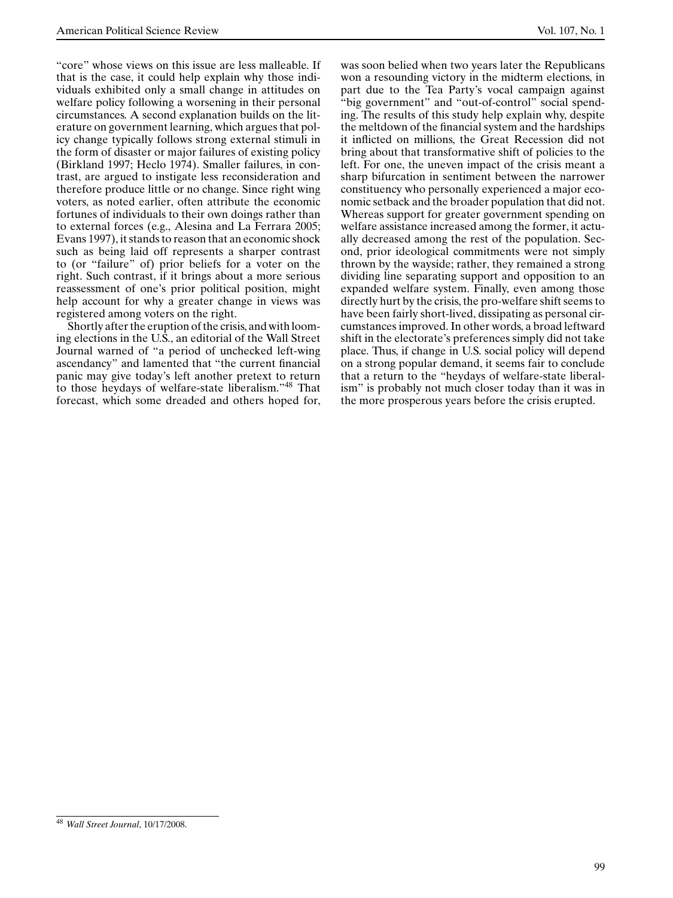"core" whose views on this issue are less malleable. If that is the case, it could help explain why those individuals exhibited only a small change in attitudes on welfare policy following a worsening in their personal circumstances. A second explanation builds on the literature on government learning, which argues that policy change typically follows strong external stimuli in the form of disaster or major failures of existing policy (Birkland 1997; Heclo 1974). Smaller failures, in contrast, are argued to instigate less reconsideration and therefore produce little or no change. Since right wing voters, as noted earlier, often attribute the economic fortunes of individuals to their own doings rather than to external forces (e.g., Alesina and La Ferrara 2005; Evans 1997), it stands to reason that an economic shock such as being laid off represents a sharper contrast to (or "failure" of) prior beliefs for a voter on the right. Such contrast, if it brings about a more serious reassessment of one's prior political position, might help account for why a greater change in views was registered among voters on the right.

Shortly after the eruption of the crisis, and with looming elections in the U.S., an editorial of the Wall Street Journal warned of "a period of unchecked left-wing ascendancy" and lamented that "the current financial panic may give today's left another pretext to return to those heydays of welfare-state liberalism."[48] That forecast, which some dreaded and others hoped for, was soon belied when two years later the Republicans won a resounding victory in the midterm elections, in part due to the Tea Party's vocal campaign against "big government" and "out-of-control" social spending. The results of this study help explain why, despite the meltdown of the financial system and the hardships it inflicted on millions, the Great Recession did not bring about that transformative shift of policies to the left. For one, the uneven impact of the crisis meant a sharp bifurcation in sentiment between the narrower constituency who personally experienced a major economic setback and the broader population that did not. Whereas support for greater government spending on welfare assistance increased among the former, it actually decreased among the rest of the population. Second, prior ideological commitments were not simply thrown by the wayside; rather, they remained a strong dividing line separating support and opposition to an expanded welfare system. Finally, even among those directly hurt by the crisis, the pro-welfare shift seems to have been fairly short-lived, dissipating as personal circumstances improved. In other words, a broad leftward shift in the electorate's preferences simply did not take place. Thus, if change in U.S. social policy will depend on a strong popular demand, it seems fair to conclude that a return to the "heydays of welfare-state liberalism" is probably not much closer today than it was in the more prosperous years before the crisis erupted.

[48] *Wall Street Journal*, 10/17/2008.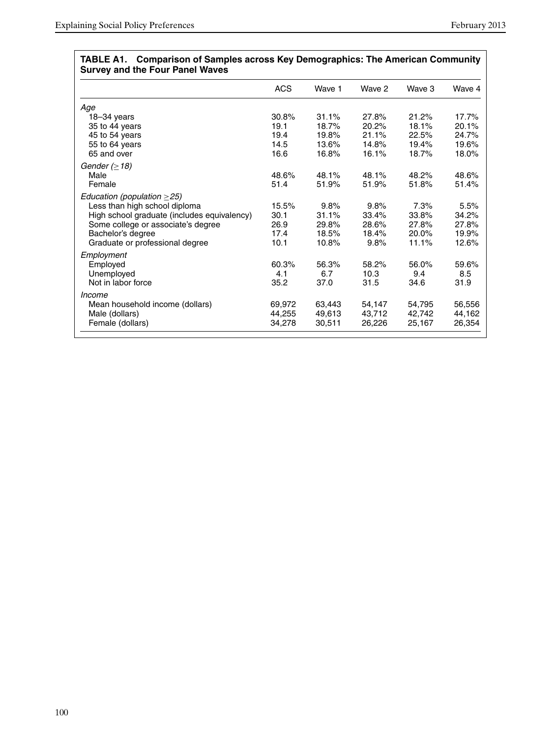**TABLE A1. Comparison of Samples across Key Demographics: The American Community Survey and the Four Panel Waves**

| | ACS | Wave 1 | Wave 2 | Wave 3 | Wave 4 |
|---|---|---|---|---|---|
| *Age* | | | | | |
| 18–34 years | 30.8% | 31.1% | 27.8% | 21.2% | 17.7% |
| 35 to 44 years | 19.1 | 18.7% | 20.2% | 18.1% | 20.1% |
| 45 to 54 years | 19.4 | 19.8% | 21.1% | 22.5% | 24.7% |
| 55 to 64 years | 14.5 | 13.6% | 14.8% | 19.4% | 19.6% |
| 65 and over | 16.6 | 16.8% | 16.1% | 18.7% | 18.0% |
| *Gender (≥18)* | | | | | |
| Male | 48.6% | 48.1% | 48.1% | 48.2% | 48.6% |
| Female | 51.4 | 51.9% | 51.9% | 51.8% | 51.4% |
| *Education (population ≥25)* | | | | | |
| Less than high school diploma | 15.5% | 9.8% | 9.8% | 7.3% | 5.5% |
| High school graduate (includes equivalency) | 30.1 | 31.1% | 33.4% | 33.8% | 34.2% |
| Some college or associate's degree | 26.9 | 29.8% | 28.6% | 27.8% | 27.8% |
| Bachelor's degree | 17.4 | 18.5% | 18.4% | 20.0% | 19.9% |
| Graduate or professional degree | 10.1 | 10.8% | 9.8% | 11.1% | 12.6% |
| *Employment* | | | | | |
| Employed | 60.3% | 56.3% | 58.2% | 56.0% | 59.6% |
| Unemployed | 4.1 | 6.7 | 10.3 | 9.4 | 8.5 |
| Not in labor force | 35.2 | 37.0 | 31.5 | 34.6 | 31.9 |
| *Income* | | | | | |
| Mean household income (dollars) | 69,972 | 63,443 | 54,147 | 54,795 | 56,556 |
| Male (dollars) | 44,255 | 49,613 | 43,712 | 42,742 | 44,162 |
| Female (dollars) | 34,278 | 30,511 | 26,226 | 25,167 | 26,354 |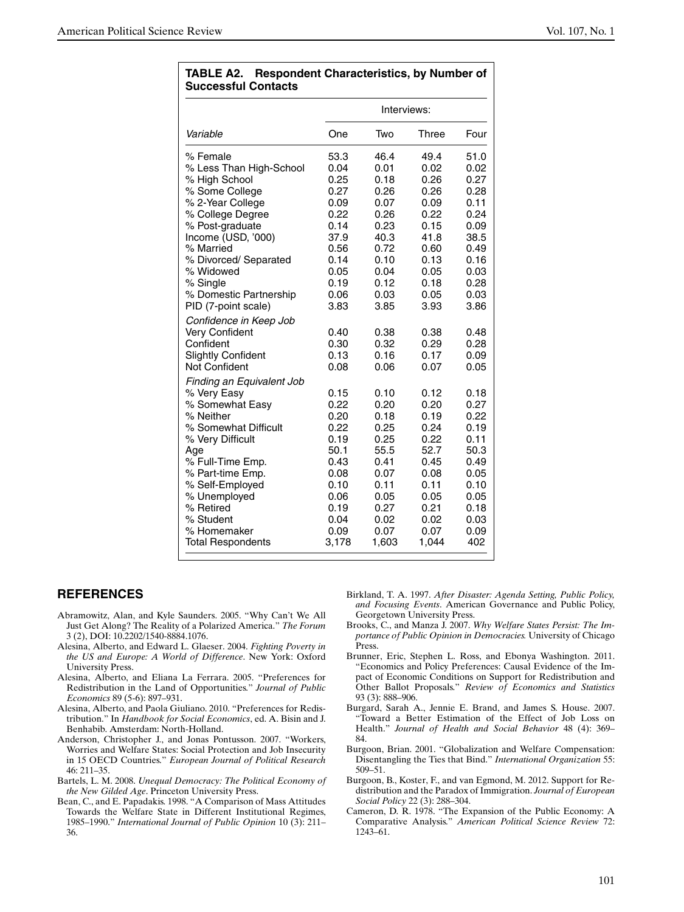**TABLE A2. Respondent Characteristics, by Number of Successful Contacts**

| | Interviews: | | | |
|---|---|---|---|---|
| *Variable* | One | Two | Three | Four |
| % Female | 53.3 | 46.4 | 49.4 | 51.0 |
| % Less Than High-School | 0.04 | 0.01 | 0.02 | 0.02 |
| % High School | 0.25 | 0.18 | 0.26 | 0.27 |
| % Some College | 0.27 | 0.26 | 0.26 | 0.28 |
| % 2-Year College | 0.09 | 0.07 | 0.09 | 0.11 |
| % College Degree | 0.22 | 0.26 | 0.22 | 0.24 |
| % Post-graduate | 0.14 | 0.23 | 0.15 | 0.09 |
| Income (USD, '000) | 37.9 | 40.3 | 41.8 | 38.5 |
| % Married | 0.56 | 0.72 | 0.60 | 0.49 |
| % Divorced/ Separated | 0.14 | 0.10 | 0.13 | 0.16 |
| % Widowed | 0.05 | 0.04 | 0.05 | 0.03 |
| % Single | 0.19 | 0.12 | 0.18 | 0.28 |
| % Domestic Partnership | 0.06 | 0.03 | 0.05 | 0.03 |
| PID (7-point scale) | 3.83 | 3.85 | 3.93 | 3.86 |
| *Confidence in Keep Job* | | | | |
| Very Confident | 0.40 | 0.38 | 0.38 | 0.48 |
| Confident | 0.30 | 0.32 | 0.29 | 0.28 |
| Slightly Confident | 0.13 | 0.16 | 0.17 | 0.09 |
| Not Confident | 0.08 | 0.06 | 0.07 | 0.05 |
| *Finding an Equivalent Job* | | | | |
| % Very Easy | 0.15 | 0.10 | 0.12 | 0.18 |
| % Somewhat Easy | 0.22 | 0.20 | 0.20 | 0.27 |
| % Neither | 0.20 | 0.18 | 0.19 | 0.22 |
| % Somewhat Difficult | 0.22 | 0.25 | 0.24 | 0.19 |
| % Very Difficult | 0.19 | 0.25 | 0.22 | 0.11 |
| Age | 50.1 | 55.5 | 52.7 | 50.3 |
| % Full-Time Emp. | 0.43 | 0.41 | 0.45 | 0.49 |
| % Part-time Emp. | 0.08 | 0.07 | 0.08 | 0.05 |
| % Self-Employed | 0.10 | 0.11 | 0.11 | 0.10 |
| % Unemployed | 0.06 | 0.05 | 0.05 | 0.05 |
| % Retired | 0.19 | 0.27 | 0.21 | 0.18 |
| % Student | 0.04 | 0.02 | 0.02 | 0.03 |
| % Homemaker | 0.09 | 0.07 | 0.07 | 0.09 |
| Total Respondents | 3,178 | 1,603 | 1,044 | 402 |

## REFERENCES

Abramowitz, Alan, and Kyle Saunders. 2005. "Why Can't We All Just Get Along? The Reality of a Polarized America." *The Forum* 3 (2), DOI: 10.2202/1540-8884.1076.

Alesina, Alberto, and Edward L. Glaeser. 2004. *Fighting Poverty in the US and Europe: A World of Difference*. New York: Oxford University Press.

Alesina, Alberto, and Eliana La Ferrara. 2005. "Preferences for Redistribution in the Land of Opportunities." *Journal of Public Economics* 89 (5-6): 897–931.

Alesina, Alberto, and Paola Giuliano. 2010. "Preferences for Redistribution." In *Handbook for Social Economics*, ed. A. Bisin and J. Benhabib. Amsterdam: North-Holland.

Anderson, Christopher J., and Jonas Pontusson. 2007. "Workers, Worries and Welfare States: Social Protection and Job Insecurity in 15 OECD Countries." *European Journal of Political Research* 46: 211–35.

Bartels, L. M. 2008. *Unequal Democracy: The Political Economy of the New Gilded Age*. Princeton University Press.

Bean, C., and E. Papadakis. 1998. "A Comparison of Mass Attitudes Towards the Welfare State in Different Institutional Regimes, 1985–1990." *International Journal of Public Opinion* 10 (3): 211–36.

Birkland, T. A. 1997. *After Disaster: Agenda Setting, Public Policy, and Focusing Events*. American Governance and Public Policy, Georgetown University Press.

Brooks, C., and Manza J. 2007. *Why Welfare States Persist: The Importance of Public Opinion in Democracies*. University of Chicago Press.

Brunner, Eric, Stephen L. Ross, and Ebonya Washington. 2011. "Economics and Policy Preferences: Causal Evidence of the Impact of Economic Conditions on Support for Redistribution and Other Ballot Proposals." *Review of Economics and Statistics* 93 (3): 888–906.

Burgard, Sarah A., Jennie E. Brand, and James S. House. 2007. "Toward a Better Estimation of the Effect of Job Loss on Health." *Journal of Health and Social Behavior* 48 (4): 369–84.

Burgoon, Brian. 2001. "Globalization and Welfare Compensation: Disentangling the Ties that Bind." *International Organization* 55: 509–51.

Burgoon, B., Koster, F., and van Egmond, M. 2012. Support for Redistribution and the Paradox of Immigration. *Journal of European Social Policy* 22 (3): 288–304.

Cameron, D. R. 1978. "The Expansion of the Public Economy: A Comparative Analysis." *American Political Science Review* 72: 1243–61.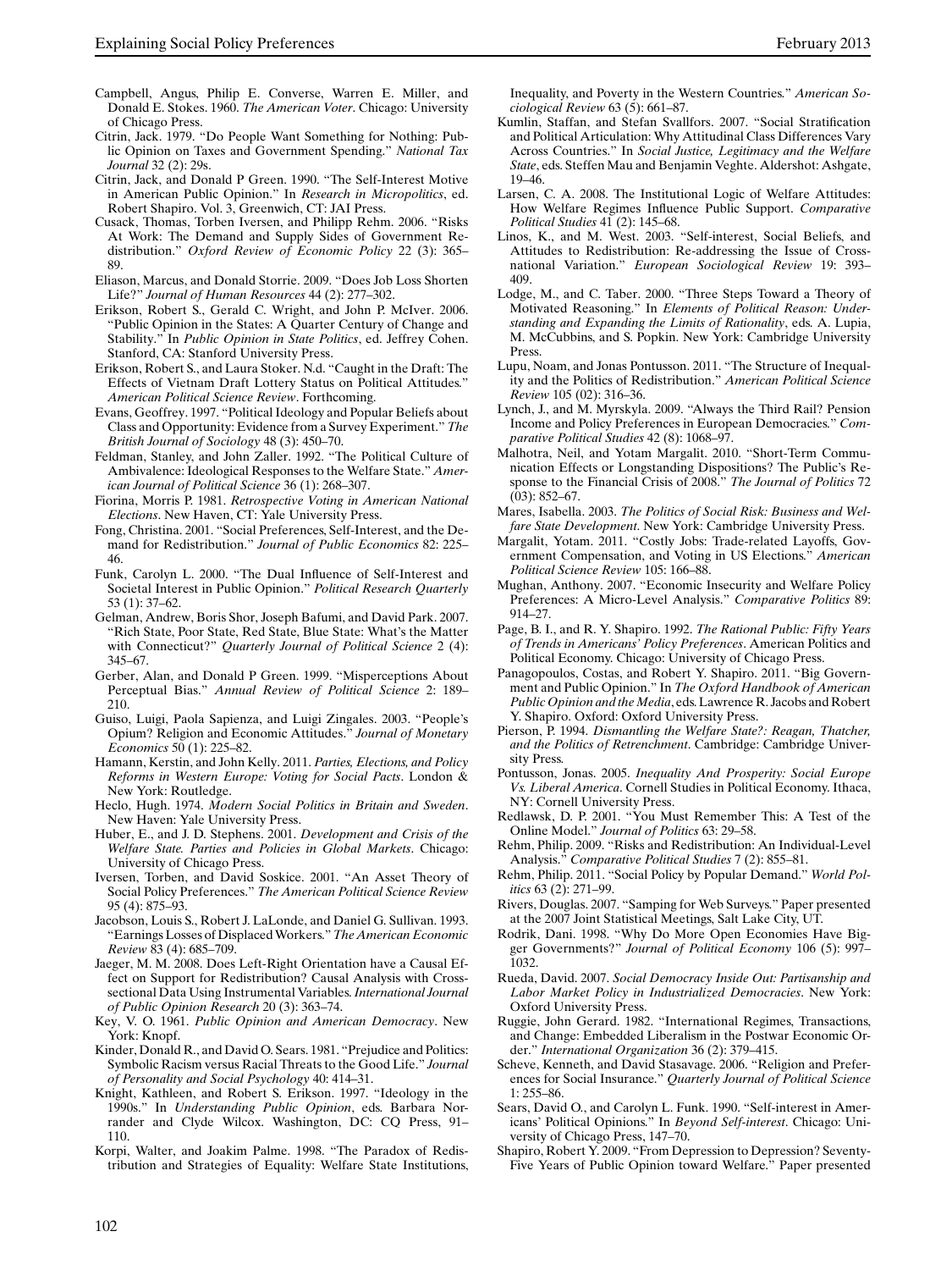Campbell, Angus, Philip E. Converse, Warren E. Miller, and Donald E. Stokes. 1960. *The American Voter*. Chicago: University of Chicago Press.

Citrin, Jack. 1979. "Do People Want Something for Nothing: Public Opinion on Taxes and Government Spending." *National Tax Journal* 32 (2): 29s.

Citrin, Jack, and Donald P Green. 1990. "The Self-Interest Motive in American Public Opinion." In *Research in Micropolitics*, ed. Robert Shapiro. Vol. 3, Greenwich, CT: JAI Press.

Cusack, Thomas, Torben Iversen, and Philipp Rehm. 2006. "Risks At Work: The Demand and Supply Sides of Government Redistribution." *Oxford Review of Economic Policy* 22 (3): 365–89.

Eliason, Marcus, and Donald Storrie. 2009. "Does Job Loss Shorten Life?" *Journal of Human Resources* 44 (2): 277–302.

Erikson, Robert S., Gerald C. Wright, and John P. McIver. 2006. "Public Opinion in the States: A Quarter Century of Change and Stability." In *Public Opinion in State Politics*, ed. Jeffrey Cohen. Stanford, CA: Stanford University Press.

Erikson, Robert S., and Laura Stoker. N.d. "Caught in the Draft: The Effects of Vietnam Draft Lottery Status on Political Attitudes." *American Political Science Review*. Forthcoming.

Evans, Geoffrey. 1997. "Political Ideology and Popular Beliefs about Class and Opportunity: Evidence from a Survey Experiment." *The British Journal of Sociology* 48 (3): 450–70.

Feldman, Stanley, and John Zaller. 1992. "The Political Culture of Ambivalence: Ideological Responses to the Welfare State." *American Journal of Political Science* 36 (1): 268–307.

Fiorina, Morris P. 1981. *Retrospective Voting in American National Elections*. New Haven, CT: Yale University Press.

Fong, Christina. 2001. "Social Preferences, Self-Interest, and the Demand for Redistribution." *Journal of Public Economics* 82: 225–46.

Funk, Carolyn L. 2000. "The Dual Influence of Self-Interest and Societal Interest in Public Opinion." *Political Research Quarterly* 53 (1): 37–62.

Gelman, Andrew, Boris Shor, Joseph Bafumi, and David Park. 2007. "Rich State, Poor State, Red State, Blue State: What's the Matter with Connecticut?" *Quarterly Journal of Political Science* 2 (4): 345–67.

Gerber, Alan, and Donald P Green. 1999. "Misperceptions About Perceptual Bias." *Annual Review of Political Science* 2: 189–210.

Guiso, Luigi, Paola Sapienza, and Luigi Zingales. 2003. "People's Opium? Religion and Economic Attitudes." *Journal of Monetary Economics* 50 (1): 225–82.

Hamann, Kerstin, and John Kelly. 2011. *Parties, Elections, and Policy Reforms in Western Europe: Voting for Social Pacts*. London & New York: Routledge.

Heclo, Hugh. 1974. *Modern Social Politics in Britain and Sweden*. New Haven: Yale University Press.

Huber, E., and J. D. Stephens. 2001. *Development and Crisis of the Welfare State. Parties and Policies in Global Markets*. Chicago: University of Chicago Press.

Iversen, Torben, and David Soskice. 2001. "An Asset Theory of Social Policy Preferences." *The American Political Science Review* 95 (4): 875–93.

Jacobson, Louis S., Robert J. LaLonde, and Daniel G. Sullivan. 1993. "Earnings Losses of Displaced Workers." *The American Economic Review* 83 (4): 685–709.

Jaeger, M. M. 2008. Does Left-Right Orientation have a Causal Effect on Support for Redistribution? Causal Analysis with Cross-sectional Data Using Instrumental Variables. *International Journal of Public Opinion Research* 20 (3): 363–74.

Key, V. O. 1961. *Public Opinion and American Democracy*. New York: Knopf.

Kinder, Donald R., and David O. Sears. 1981. "Prejudice and Politics: Symbolic Racism versus Racial Threats to the Good Life." *Journal of Personality and Social Psychology* 40: 414–31.

Knight, Kathleen, and Robert S. Erikson. 1997. "Ideology in the 1990s." In *Understanding Public Opinion*, eds. Barbara Norrander and Clyde Wilcox. Washington, DC: CQ Press, 91–110.

Korpi, Walter, and Joakim Palme. 1998. "The Paradox of Redistribution and Strategies of Equality: Welfare State Institutions, Inequality, and Poverty in the Western Countries." *American Sociological Review* 63 (5): 661–87.

Kumlin, Staffan, and Stefan Svallfors. 2007. "Social Stratification and Political Articulation: Why Attitudinal Class Differences Vary Across Countries." In *Social Justice, Legitimacy and the Welfare State*, eds. Steffen Mau and Benjamin Veghte. Aldershot: Ashgate, 19–46.

Larsen, C. A. 2008. The Institutional Logic of Welfare Attitudes: How Welfare Regimes Influence Public Support. *Comparative Political Studies* 41 (2): 145–68.

Linos, K., and M. West. 2003. "Self-interest, Social Beliefs, and Attitudes to Redistribution: Re-addressing the Issue of Cross-national Variation." *European Sociological Review* 19: 393–409.

Lodge, M., and C. Taber. 2000. "Three Steps Toward a Theory of Motivated Reasoning." In *Elements of Political Reason: Understanding and Expanding the Limits of Rationality*, eds. A. Lupia, M. McCubbins, and S. Popkin. New York: Cambridge University Press.

Lupu, Noam, and Jonas Pontusson. 2011. "The Structure of Inequality and the Politics of Redistribution." *American Political Science Review* 105 (02): 316–36.

Lynch, J., and M. Myrskyla. 2009. "Always the Third Rail? Pension Income and Policy Preferences in European Democracies." *Comparative Political Studies* 42 (8): 1068–97.

Malhotra, Neil, and Yotam Margalit. 2010. "Short-Term Communication Effects or Longstanding Dispositions? The Public's Response to the Financial Crisis of 2008." *The Journal of Politics* 72 (03): 852–67.

Mares, Isabella. 2003. *The Politics of Social Risk: Business and Welfare State Development*. New York: Cambridge University Press.

Margalit, Yotam. 2011. "Costly Jobs: Trade-related Layoffs, Government Compensation, and Voting in US Elections." *American Political Science Review* 105: 166–88.

Mughan, Anthony. 2007. "Economic Insecurity and Welfare Policy Preferences: A Micro-Level Analysis." *Comparative Politics* 89: 914–27.

Page, B. I., and R. Y. Shapiro. 1992. *The Rational Public: Fifty Years of Trends in Americans' Policy Preferences*. American Politics and Political Economy. Chicago: University of Chicago Press.

Panagopoulos, Costas, and Robert Y. Shapiro. 2011. "Big Government and Public Opinion." In *The Oxford Handbook of American Public Opinion and the Media*, eds. Lawrence R. Jacobs and Robert Y. Shapiro. Oxford: Oxford University Press.

Pierson, P. 1994. *Dismantling the Welfare State?: Reagan, Thatcher, and the Politics of Retrenchment*. Cambridge: Cambridge University Press.

Pontusson, Jonas. 2005. *Inequality And Prosperity: Social Europe Vs. Liberal America*. Cornell Studies in Political Economy. Ithaca, NY: Cornell University Press.

Redlawsk, D. P. 2001. "You Must Remember This: A Test of the Online Model." *Journal of Politics* 63: 29–58.

Rehm, Philip. 2009. "Risks and Redistribution: An Individual-Level Analysis." *Comparative Political Studies* 7 (2): 855–81.

Rehm, Philip. 2011. "Social Policy by Popular Demand." *World Politics* 63 (2): 271–99.

Rivers, Douglas. 2007. "Samping for Web Surveys." Paper presented at the 2007 Joint Statistical Meetings, Salt Lake City, UT.

Rodrik, Dani. 1998. "Why Do More Open Economies Have Bigger Governments?" *Journal of Political Economy* 106 (5): 997–1032.

Rueda, David. 2007. *Social Democracy Inside Out: Partisanship and Labor Market Policy in Industrialized Democracies*. New York: Oxford University Press.

Ruggie, John Gerard. 1982. "International Regimes, Transactions, and Change: Embedded Liberalism in the Postwar Economic Order." *International Organization* 36 (2): 379–415.

Scheve, Kenneth, and David Stasavage. 2006. "Religion and Preferences for Social Insurance." *Quarterly Journal of Political Science* 1: 255–86.

Sears, David O., and Carolyn L. Funk. 1990. "Self-interest in Americans' Political Opinions." In *Beyond Self-interest*. Chicago: University of Chicago Press, 147–70.

Shapiro, Robert Y. 2009. "From Depression to Depression? Seventy-Five Years of Public Opinion toward Welfare." Paper presented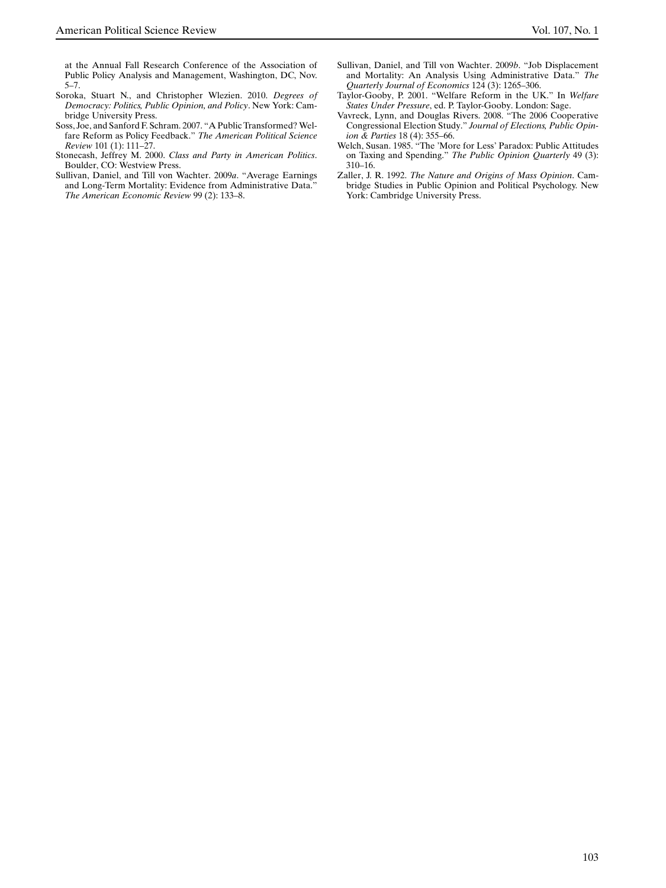at the Annual Fall Research Conference of the Association of Public Policy Analysis and Management, Washington, DC, Nov. 5–7.

Soroka, Stuart N., and Christopher Wlezien. 2010. *Degrees of Democracy: Politics, Public Opinion, and Policy*. New York: Cambridge University Press.

Soss, Joe, and Sanford F. Schram. 2007. "A Public Transformed? Welfare Reform as Policy Feedback." *The American Political Science Review* 101 (1): 111–27.

Stonecash, Jeffrey M. 2000. *Class and Party in American Politics*. Boulder, CO: Westview Press.

Sullivan, Daniel, and Till von Wachter. 2009*a*. "Average Earnings and Long-Term Mortality: Evidence from Administrative Data." *The American Economic Review* 99 (2): 133–8.

Sullivan, Daniel, and Till von Wachter. 2009*b*. "Job Displacement and Mortality: An Analysis Using Administrative Data." *The Quarterly Journal of Economics* 124 (3): 1265–306.

Taylor-Gooby, P. 2001. "Welfare Reform in the UK." In *Welfare States Under Pressure*, ed. P. Taylor-Gooby. London: Sage.

Vavreck, Lynn, and Douglas Rivers. 2008. "The 2006 Cooperative Congressional Election Study." *Journal of Elections, Public Opinion & Parties* 18 (4): 355–66.

Welch, Susan. 1985. "The 'More for Less' Paradox: Public Attitudes on Taxing and Spending." *The Public Opinion Quarterly* 49 (3): 310–16.

Zaller, J. R. 1992. *The Nature and Origins of Mass Opinion*. Cambridge Studies in Public Opinion and Political Psychology. New York: Cambridge University Press.